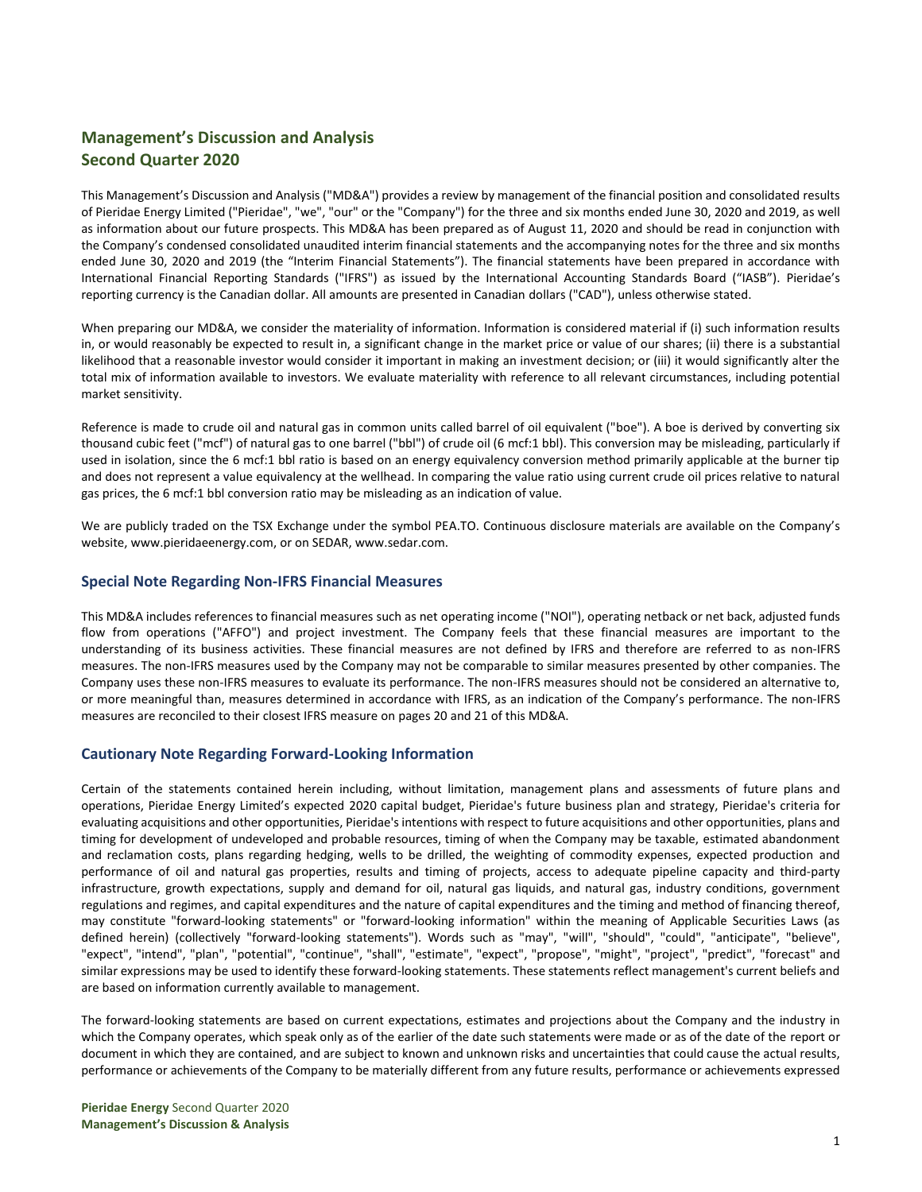# Management's Discussion and Analysis
# Second Quarter 2020

This Management's Discussion and Analysis ("MD&A") provides a review by management of the financial position and consolidated results of Pieridae Energy Limited ("Pieridae", "we", "our" or the "Company") for the three and six months ended June 30, 2020 and 2019, as well as information about our future prospects. This MD&A has been prepared as of August 11, 2020 and should be read in conjunction with the Company's condensed consolidated unaudited interim financial statements and the accompanying notes for the three and six months ended June 30, 2020 and 2019 (the "Interim Financial Statements"). The financial statements have been prepared in accordance with International Financial Reporting Standards ("IFRS") as issued by the International Accounting Standards Board ("IASB"). Pieridae's reporting currency is the Canadian dollar. All amounts are presented in Canadian dollars ("CAD"), unless otherwise stated.

When preparing our MD&A, we consider the materiality of information. Information is considered material if (i) such information results in, or would reasonably be expected to result in, a significant change in the market price or value of our shares; (ii) there is a substantial likelihood that a reasonable investor would consider it important in making an investment decision; or (iii) it would significantly alter the total mix of information available to investors. We evaluate materiality with reference to all relevant circumstances, including potential market sensitivity.

Reference is made to crude oil and natural gas in common units called barrel of oil equivalent ("boe"). A boe is derived by converting six thousand cubic feet ("mcf") of natural gas to one barrel ("bbl") of crude oil (6 mcf:1 bbl). This conversion may be misleading, particularly if used in isolation, since the 6 mcf:1 bbl ratio is based on an energy equivalency conversion method primarily applicable at the burner tip and does not represent a value equivalency at the wellhead. In comparing the value ratio using current crude oil prices relative to natural gas prices, the 6 mcf:1 bbl conversion ratio may be misleading as an indication of value.

We are publicly traded on the TSX Exchange under the symbol PEA.TO. Continuous disclosure materials are available on the Company's website, www.pieridaeenergy.com, or on SEDAR, www.sedar.com.

## Special Note Regarding Non-IFRS Financial Measures

This MD&A includes references to financial measures such as net operating income ("NOI"), operating netback or net back, adjusted funds flow from operations ("AFFO") and project investment. The Company feels that these financial measures are important to the understanding of its business activities. These financial measures are not defined by IFRS and therefore are referred to as non-IFRS measures. The non-IFRS measures used by the Company may not be comparable to similar measures presented by other companies. The Company uses these non-IFRS measures to evaluate its performance. The non-IFRS measures should not be considered an alternative to, or more meaningful than, measures determined in accordance with IFRS, as an indication of the Company's performance. The non-IFRS measures are reconciled to their closest IFRS measure on pages 20 and 21 of this MD&A.

## Cautionary Note Regarding Forward-Looking Information

Certain of the statements contained herein including, without limitation, management plans and assessments of future plans and operations, Pieridae Energy Limited's expected 2020 capital budget, Pieridae's future business plan and strategy, Pieridae's criteria for evaluating acquisitions and other opportunities, Pieridae's intentions with respect to future acquisitions and other opportunities, plans and timing for development of undeveloped and probable resources, timing of when the Company may be taxable, estimated abandonment and reclamation costs, plans regarding hedging, wells to be drilled, the weighting of commodity expenses, expected production and performance of oil and natural gas properties, results and timing of projects, access to adequate pipeline capacity and third-party infrastructure, growth expectations, supply and demand for oil, natural gas liquids, and natural gas, industry conditions, government regulations and regimes, and capital expenditures and the nature of capital expenditures and the timing and method of financing thereof, may constitute "forward-looking statements" or "forward-looking information" within the meaning of Applicable Securities Laws (as defined herein) (collectively "forward-looking statements"). Words such as "may", "will", "should", "could", "anticipate", "believe", "expect", "intend", "plan", "potential", "continue", "shall", "estimate", "expect", "propose", "might", "project", "predict", "forecast" and similar expressions may be used to identify these forward-looking statements. These statements reflect management's current beliefs and are based on information currently available to management.

The forward-looking statements are based on current expectations, estimates and projections about the Company and the industry in which the Company operates, which speak only as of the earlier of the date such statements were made or as of the date of the report or document in which they are contained, and are subject to known and unknown risks and uncertainties that could cause the actual results, performance or achievements of the Company to be materially different from any future results, performance or achievements expressed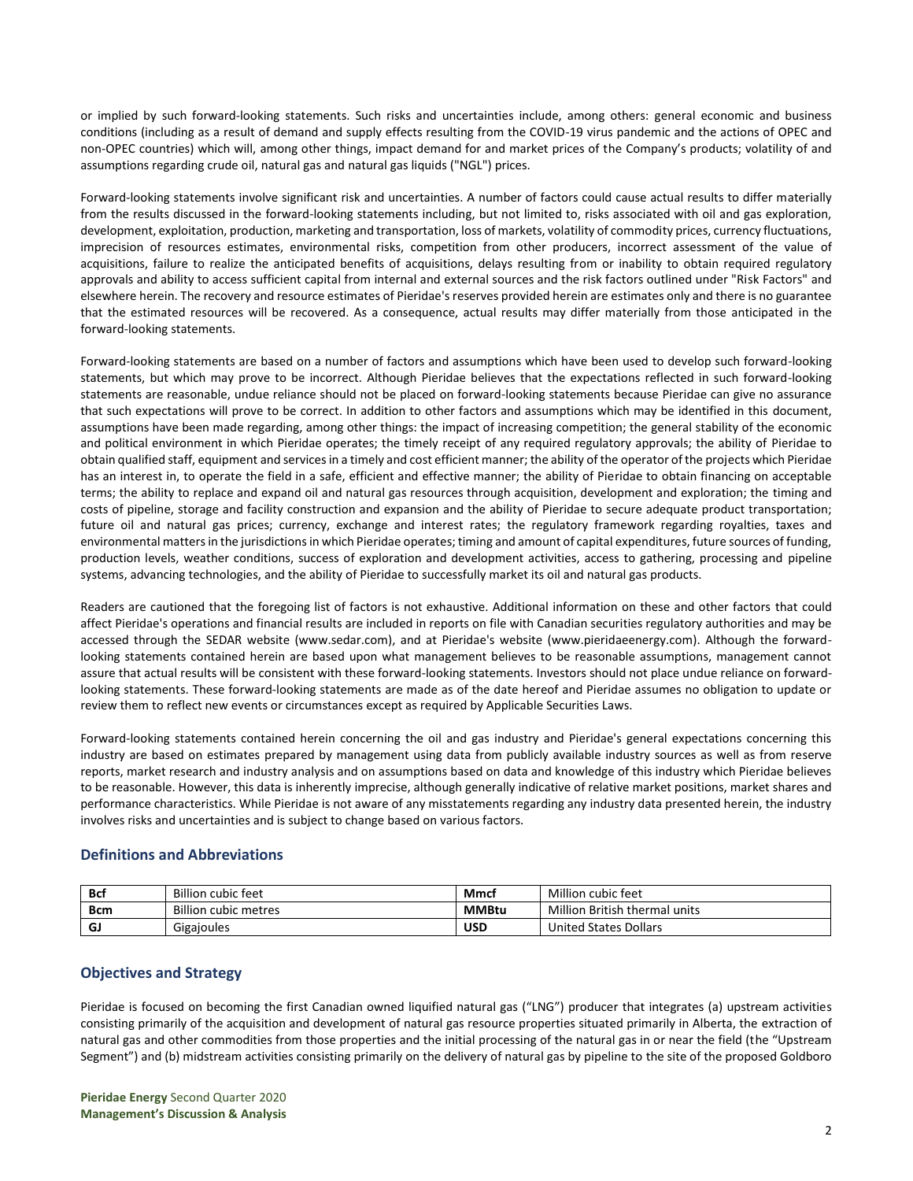or implied by such forward-looking statements. Such risks and uncertainties include, among others: general economic and business conditions (including as a result of demand and supply effects resulting from the COVID-19 virus pandemic and the actions of OPEC and non-OPEC countries) which will, among other things, impact demand for and market prices of the Company's products; volatility of and assumptions regarding crude oil, natural gas and natural gas liquids ("NGL") prices.

Forward-looking statements involve significant risk and uncertainties. A number of factors could cause actual results to differ materially from the results discussed in the forward-looking statements including, but not limited to, risks associated with oil and gas exploration, development, exploitation, production, marketing and transportation, loss of markets, volatility of commodity prices, currency fluctuations, imprecision of resources estimates, environmental risks, competition from other producers, incorrect assessment of the value of acquisitions, failure to realize the anticipated benefits of acquisitions, delays resulting from or inability to obtain required regulatory approvals and ability to access sufficient capital from internal and external sources and the risk factors outlined under "Risk Factors" and elsewhere herein. The recovery and resource estimates of Pieridae's reserves provided herein are estimates only and there is no guarantee that the estimated resources will be recovered. As a consequence, actual results may differ materially from those anticipated in the forward-looking statements.

Forward-looking statements are based on a number of factors and assumptions which have been used to develop such forward-looking statements, but which may prove to be incorrect. Although Pieridae believes that the expectations reflected in such forward-looking statements are reasonable, undue reliance should not be placed on forward-looking statements because Pieridae can give no assurance that such expectations will prove to be correct. In addition to other factors and assumptions which may be identified in this document, assumptions have been made regarding, among other things: the impact of increasing competition; the general stability of the economic and political environment in which Pieridae operates; the timely receipt of any required regulatory approvals; the ability of Pieridae to obtain qualified staff, equipment and services in a timely and cost efficient manner; the ability of the operator of the projects which Pieridae has an interest in, to operate the field in a safe, efficient and effective manner; the ability of Pieridae to obtain financing on acceptable terms; the ability to replace and expand oil and natural gas resources through acquisition, development and exploration; the timing and costs of pipeline, storage and facility construction and expansion and the ability of Pieridae to secure adequate product transportation; future oil and natural gas prices; currency, exchange and interest rates; the regulatory framework regarding royalties, taxes and environmental matters in the jurisdictions in which Pieridae operates; timing and amount of capital expenditures, future sources of funding, production levels, weather conditions, success of exploration and development activities, access to gathering, processing and pipeline systems, advancing technologies, and the ability of Pieridae to successfully market its oil and natural gas products.

Readers are cautioned that the foregoing list of factors is not exhaustive. Additional information on these and other factors that could affect Pieridae's operations and financial results are included in reports on file with Canadian securities regulatory authorities and may be accessed through the SEDAR website (www.sedar.com), and at Pieridae's website (www.pieridaeenergy.com). Although the forward-looking statements contained herein are based upon what management believes to be reasonable assumptions, management cannot assure that actual results will be consistent with these forward-looking statements. Investors should not place undue reliance on forward-looking statements. These forward-looking statements are made as of the date hereof and Pieridae assumes no obligation to update or review them to reflect new events or circumstances except as required by Applicable Securities Laws.

Forward-looking statements contained herein concerning the oil and gas industry and Pieridae's general expectations concerning this industry are based on estimates prepared by management using data from publicly available industry sources as well as from reserve reports, market research and industry analysis and on assumptions based on data and knowledge of this industry which Pieridae believes to be reasonable. However, this data is inherently imprecise, although generally indicative of relative market positions, market shares and performance characteristics. While Pieridae is not aware of any misstatements regarding any industry data presented herein, the industry involves risks and uncertainties and is subject to change based on various factors.

## Definitions and Abbreviations

| | | | |
|---|---|---|---|
| **Bcf** | Billion cubic feet | **Mmcf** | Million cubic feet |
| **Bcm** | Billion cubic metres | **MMBtu** | Million British thermal units |
| **GJ** | Gigajoules | **USD** | United States Dollars |

## Objectives and Strategy

Pieridae is focused on becoming the first Canadian owned liquified natural gas ("LNG") producer that integrates (a) upstream activities consisting primarily of the acquisition and development of natural gas resource properties situated primarily in Alberta, the extraction of natural gas and other commodities from those properties and the initial processing of the natural gas in or near the field (the "Upstream Segment") and (b) midstream activities consisting primarily on the delivery of natural gas by pipeline to the site of the proposed Goldboro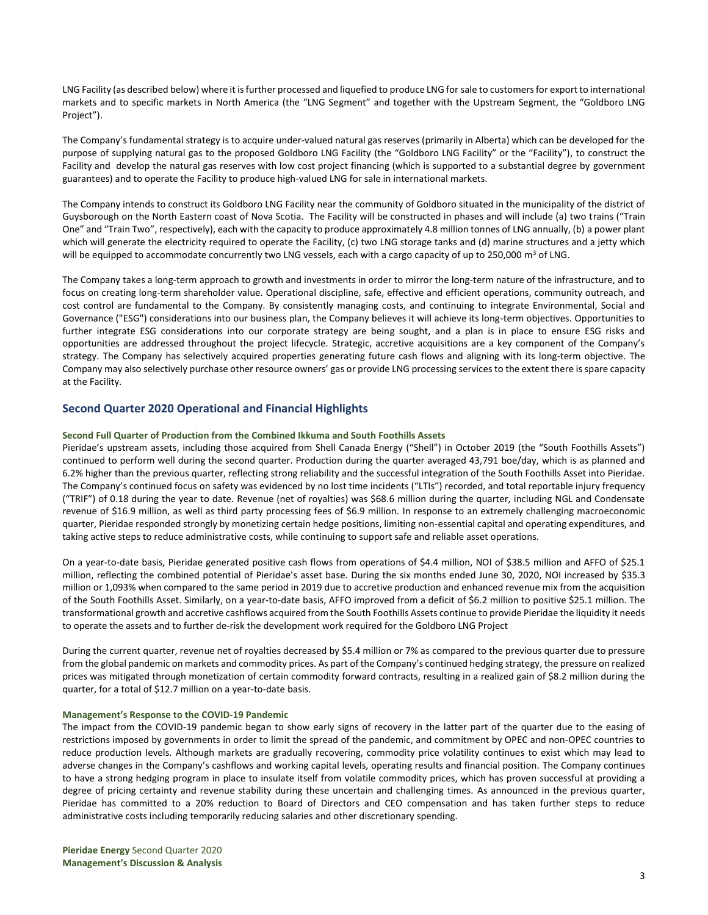LNG Facility (as described below) where it is further processed and liquefied to produce LNG for sale to customers for export to international markets and to specific markets in North America (the "LNG Segment" and together with the Upstream Segment, the "Goldboro LNG Project").

The Company's fundamental strategy is to acquire under-valued natural gas reserves (primarily in Alberta) which can be developed for the purpose of supplying natural gas to the proposed Goldboro LNG Facility (the "Goldboro LNG Facility" or the "Facility"), to construct the Facility and develop the natural gas reserves with low cost project financing (which is supported to a substantial degree by government guarantees) and to operate the Facility to produce high-valued LNG for sale in international markets.

The Company intends to construct its Goldboro LNG Facility near the community of Goldboro situated in the municipality of the district of Guysborough on the North Eastern coast of Nova Scotia. The Facility will be constructed in phases and will include (a) two trains ("Train One" and "Train Two", respectively), each with the capacity to produce approximately 4.8 million tonnes of LNG annually, (b) a power plant which will generate the electricity required to operate the Facility, (c) two LNG storage tanks and (d) marine structures and a jetty which will be equipped to accommodate concurrently two LNG vessels, each with a cargo capacity of up to 250,000 $m^3$ of LNG.

The Company takes a long-term approach to growth and investments in order to mirror the long-term nature of the infrastructure, and to focus on creating long-term shareholder value. Operational discipline, safe, effective and efficient operations, community outreach, and cost control are fundamental to the Company. By consistently managing costs, and continuing to integrate Environmental, Social and Governance ("ESG") considerations into our business plan, the Company believes it will achieve its long-term objectives. Opportunities to further integrate ESG considerations into our corporate strategy are being sought, and a plan is in place to ensure ESG risks and opportunities are addressed throughout the project lifecycle. Strategic, accretive acquisitions are a key component of the Company's strategy. The Company has selectively acquired properties generating future cash flows and aligning with its long-term objective. The Company may also selectively purchase other resource owners' gas or provide LNG processing services to the extent there is spare capacity at the Facility.

## Second Quarter 2020 Operational and Financial Highlights

### Second Full Quarter of Production from the Combined Ikkuma and South Foothills Assets

Pieridae's upstream assets, including those acquired from Shell Canada Energy ("Shell") in October 2019 (the "South Foothills Assets") continued to perform well during the second quarter. Production during the quarter averaged 43,791 boe/day, which is as planned and 6.2% higher than the previous quarter, reflecting strong reliability and the successful integration of the South Foothills Asset into Pieridae. The Company's continued focus on safety was evidenced by no lost time incidents ("LTIs") recorded, and total reportable injury frequency ("TRIF") of 0.18 during the year to date. Revenue (net of royalties) was $68.6 million during the quarter, including NGL and Condensate revenue of $16.9 million, as well as third party processing fees of $6.9 million. In response to an extremely challenging macroeconomic quarter, Pieridae responded strongly by monetizing certain hedge positions, limiting non-essential capital and operating expenditures, and taking active steps to reduce administrative costs, while continuing to support safe and reliable asset operations.

On a year-to-date basis, Pieridae generated positive cash flows from operations of $4.4 million, NOI of $38.5 million and AFFO of $25.1 million, reflecting the combined potential of Pieridae's asset base. During the six months ended June 30, 2020, NOI increased by $35.3 million or 1,093% when compared to the same period in 2019 due to accretive production and enhanced revenue mix from the acquisition of the South Foothills Asset. Similarly, on a year-to-date basis, AFFO improved from a deficit of $6.2 million to positive $25.1 million. The transformational growth and accretive cashflows acquired from the South Foothills Assets continue to provide Pieridae the liquidity it needs to operate the assets and to further de-risk the development work required for the Goldboro LNG Project

During the current quarter, revenue net of royalties decreased by $5.4 million or 7% as compared to the previous quarter due to pressure from the global pandemic on markets and commodity prices. As part of the Company's continued hedging strategy, the pressure on realized prices was mitigated through monetization of certain commodity forward contracts, resulting in a realized gain of $8.2 million during the quarter, for a total of $12.7 million on a year-to-date basis.

### Management's Response to the COVID-19 Pandemic

The impact from the COVID-19 pandemic began to show early signs of recovery in the latter part of the quarter due to the easing of restrictions imposed by governments in order to limit the spread of the pandemic, and commitment by OPEC and non-OPEC countries to reduce production levels. Although markets are gradually recovering, commodity price volatility continues to exist which may lead to adverse changes in the Company's cashflows and working capital levels, operating results and financial position. The Company continues to have a strong hedging program in place to insulate itself from volatile commodity prices, which has proven successful at providing a degree of pricing certainty and revenue stability during these uncertain and challenging times. As announced in the previous quarter, Pieridae has committed to a 20% reduction to Board of Directors and CEO compensation and has taken further steps to reduce administrative costs including temporarily reducing salaries and other discretionary spending.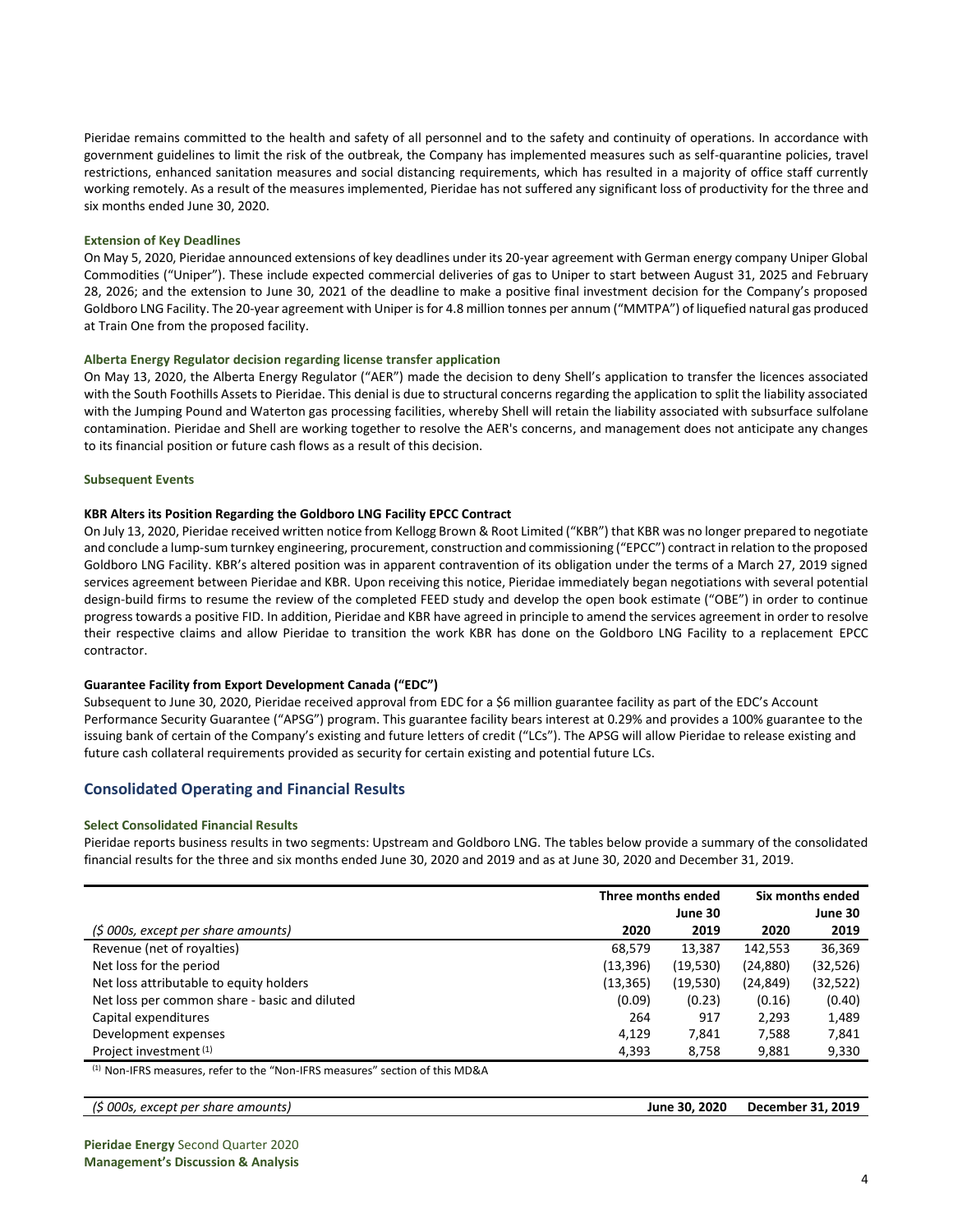Pieridae remains committed to the health and safety of all personnel and to the safety and continuity of operations. In accordance with government guidelines to limit the risk of the outbreak, the Company has implemented measures such as self-quarantine policies, travel restrictions, enhanced sanitation measures and social distancing requirements, which has resulted in a majority of office staff currently working remotely. As a result of the measures implemented, Pieridae has not suffered any significant loss of productivity for the three and six months ended June 30, 2020.

#### Extension of Key Deadlines

On May 5, 2020, Pieridae announced extensions of key deadlines under its 20-year agreement with German energy company Uniper Global Commodities ("Uniper"). These include expected commercial deliveries of gas to Uniper to start between August 31, 2025 and February 28, 2026; and the extension to June 30, 2021 of the deadline to make a positive final investment decision for the Company's proposed Goldboro LNG Facility. The 20-year agreement with Uniper is for 4.8 million tonnes per annum ("MMTPA") of liquefied natural gas produced at Train One from the proposed facility.

#### Alberta Energy Regulator decision regarding license transfer application

On May 13, 2020, the Alberta Energy Regulator ("AER") made the decision to deny Shell's application to transfer the licences associated with the South Foothills Assets to Pieridae. This denial is due to structural concerns regarding the application to split the liability associated with the Jumping Pound and Waterton gas processing facilities, whereby Shell will retain the liability associated with subsurface sulfolane contamination. Pieridae and Shell are working together to resolve the AER's concerns, and management does not anticipate any changes to its financial position or future cash flows as a result of this decision.

#### Subsequent Events

**KBR Alters its Position Regarding the Goldboro LNG Facility EPCC Contract**

On July 13, 2020, Pieridae received written notice from Kellogg Brown & Root Limited ("KBR") that KBR was no longer prepared to negotiate and conclude a lump-sum turnkey engineering, procurement, construction and commissioning ("EPCC") contract in relation to the proposed Goldboro LNG Facility. KBR's altered position was in apparent contravention of its obligation under the terms of a March 27, 2019 signed services agreement between Pieridae and KBR. Upon receiving this notice, Pieridae immediately began negotiations with several potential design-build firms to resume the review of the completed FEED study and develop the open book estimate ("OBE") in order to continue progress towards a positive FID. In addition, Pieridae and KBR have agreed in principle to amend the services agreement in order to resolve their respective claims and allow Pieridae to transition the work KBR has done on the Goldboro LNG Facility to a replacement EPCC contractor.

**Guarantee Facility from Export Development Canada ("EDC")**

Subsequent to June 30, 2020, Pieridae received approval from EDC for a $6 million guarantee facility as part of the EDC's Account Performance Security Guarantee ("APSG") program. This guarantee facility bears interest at 0.29% and provides a 100% guarantee to the issuing bank of certain of the Company's existing and future letters of credit ("LCs"). The APSG will allow Pieridae to release existing and future cash collateral requirements provided as security for certain existing and potential future LCs.

## Consolidated Operating and Financial Results

#### Select Consolidated Financial Results

Pieridae reports business results in two segments: Upstream and Goldboro LNG. The tables below provide a summary of the consolidated financial results for the three and six months ended June 30, 2020 and 2019 and as at June 30, 2020 and December 31, 2019.

| | Three months ended June 30 | | Six months ended June 30 | |
|---|---|---|---|---|
| *($ 000s, except per share amounts)* | 2020 | 2019 | 2020 | 2019 |
| Revenue (net of royalties) | 68,579 | 13,387 | 142,553 | 36,369 |
| Net loss for the period | (13,396) | (19,530) | (24,880) | (32,526) |
| Net loss attributable to equity holders | (13,365) | (19,530) | (24,849) | (32,522) |
| Net loss per common share - basic and diluted | (0.09) | (0.23) | (0.16) | (0.40) |
| Capital expenditures | 264 | 917 | 2,293 | 1,489 |
| Development expenses | 4,129 | 7,841 | 7,588 | 7,841 |
| Project investment [(1)] | 4,393 | 8,758 | 9,881 | 9,330 |

[(1)] Non-IFRS measures, refer to the "Non-IFRS measures" section of this MD&A

| *($ 000s, except per share amounts)* | June 30, 2020 | December 31, 2019 |
|---|---|---|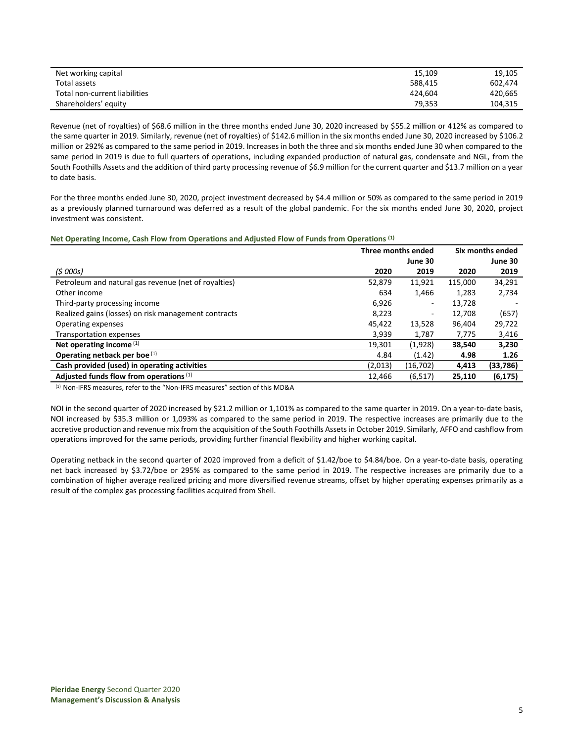| | | |
|---|---|---|
| Net working capital | 15,109 | 19,105 |
| Total assets | 588,415 | 602,474 |
| Total non-current liabilities | 424,604 | 420,665 |
| Shareholders' equity | 79,353 | 104,315 |

Revenue (net of royalties) of $68.6 million in the three months ended June 30, 2020 increased by $55.2 million or 412% as compared to the same quarter in 2019. Similarly, revenue (net of royalties) of $142.6 million in the six months ended June 30, 2020 increased by $106.2 million or 292% as compared to the same period in 2019. Increases in both the three and six months ended June 30 when compared to the same period in 2019 is due to full quarters of operations, including expanded production of natural gas, condensate and NGL, from the South Foothills Assets and the addition of third party processing revenue of $6.9 million for the current quarter and $13.7 million on a year to date basis.

For the three months ended June 30, 2020, project investment decreased by $4.4 million or 50% as compared to the same period in 2019 as a previously planned turnaround was deferred as a result of the global pandemic. For the six months ended June 30, 2020, project investment was consistent.

### Net Operating Income, Cash Flow from Operations and Adjusted Flow of Funds from Operations [(1)]

| | Three months ended | | Six months ended | |
|---|---|---|---|---|
| | | June 30 | | June 30 |
| *($ 000s)* | **2020** | **2019** | **2020** | **2019** |
| Petroleum and natural gas revenue (net of royalties) | 52,879 | 11,921 | 115,000 | 34,291 |
| Other income | 634 | 1,466 | 1,283 | 2,734 |
| Third-party processing income | 6,926 | - | 13,728 | - |
| Realized gains (losses) on risk management contracts | 8,223 | - | 12,708 | (657) |
| Operating expenses | 45,422 | 13,528 | 96,404 | 29,722 |
| Transportation expenses | 3,939 | 1,787 | 7,775 | 3,416 |
| **Net operating income** [(1)] | 19,301 | (1,928) | **38,540** | **3,230** |
| **Operating netback per boe** [(1)] | 4.84 | (1.42) | **4.98** | **1.26** |
| **Cash provided (used) in operating activities** | (2,013) | (16,702) | **4,413** | **(33,786)** |
| **Adjusted funds flow from operations** [(1)] | 12,466 | (6,517) | **25,110** | **(6,175)** |

[(1)] Non-IFRS measures, refer to the "Non-IFRS measures" section of this MD&A

NOI in the second quarter of 2020 increased by $21.2 million or 1,101% as compared to the same quarter in 2019. On a year-to-date basis, NOI increased by $35.3 million or 1,093% as compared to the same period in 2019. The respective increases are primarily due to the accretive production and revenue mix from the acquisition of the South Foothills Assets in October 2019. Similarly, AFFO and cashflow from operations improved for the same periods, providing further financial flexibility and higher working capital.

Operating netback in the second quarter of 2020 improved from a deficit of $1.42/boe to $4.84/boe. On a year-to-date basis, operating net back increased by $3.72/boe or 295% as compared to the same period in 2019. The respective increases are primarily due to a combination of higher average realized pricing and more diversified revenue streams, offset by higher operating expenses primarily as a result of the complex gas processing facilities acquired from Shell.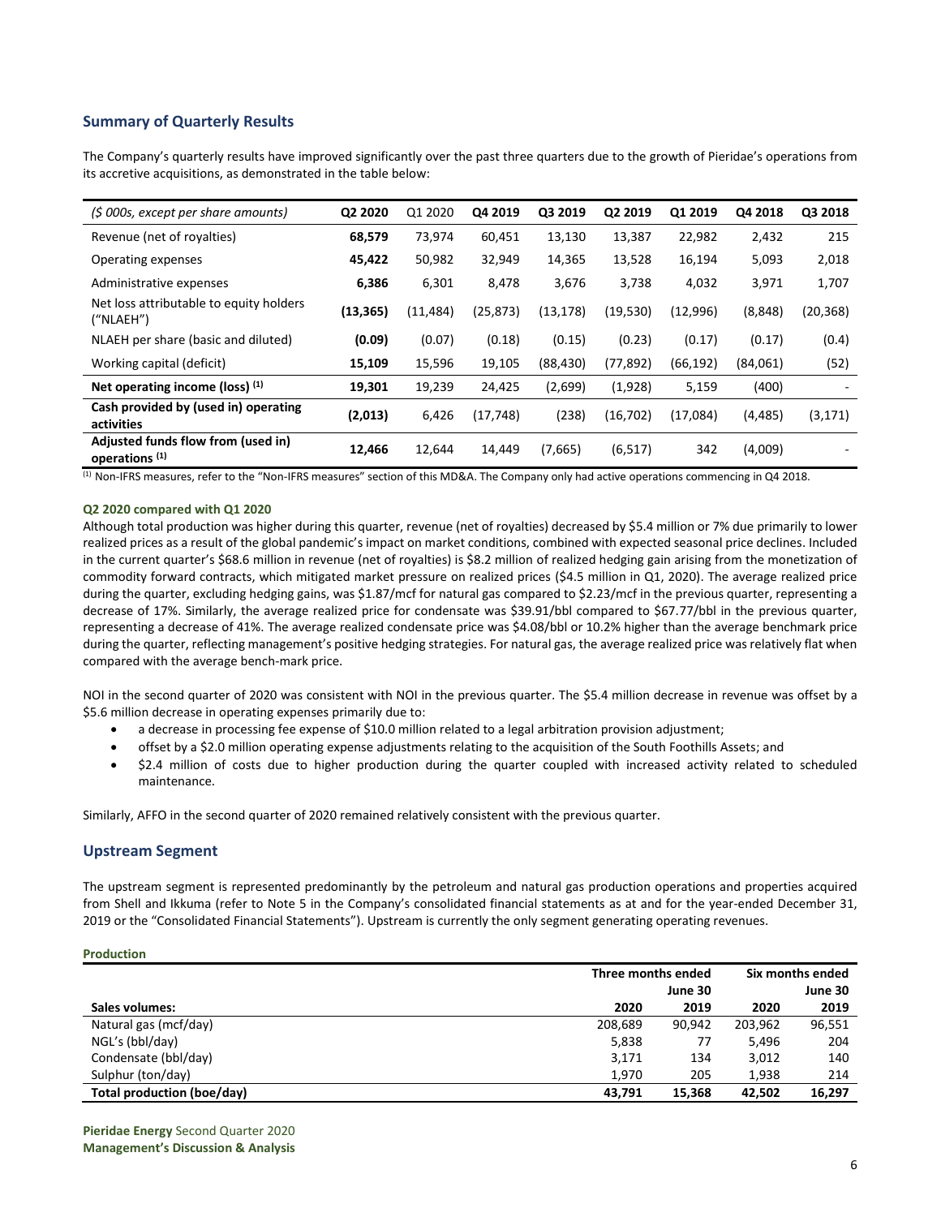## Summary of Quarterly Results

The Company's quarterly results have improved significantly over the past three quarters due to the growth of Pieridae's operations from its accretive acquisitions, as demonstrated in the table below:

| *($ 000s, except per share amounts)* | Q2 2020 | Q1 2020 | Q4 2019 | Q3 2019 | Q2 2019 | Q1 2019 | Q4 2018 | Q3 2018 |
|---|---|---|---|---|---|---|---|---|
| Revenue (net of royalties) | **68,579** | 73,974 | 60,451 | 13,130 | 13,387 | 22,982 | 2,432 | 215 |
| Operating expenses | **45,422** | 50,982 | 32,949 | 14,365 | 13,528 | 16,194 | 5,093 | 2,018 |
| Administrative expenses | **6,386** | 6,301 | 8,478 | 3,676 | 3,738 | 4,032 | 3,971 | 1,707 |
| Net loss attributable to equity holders ("NLAEH") | **(13,365)** | (11,484) | (25,873) | (13,178) | (19,530) | (12,996) | (8,848) | (20,368) |
| NLAEH per share (basic and diluted) | **(0.09)** | (0.07) | (0.18) | (0.15) | (0.23) | (0.17) | (0.17) | (0.4) |
| Working capital (deficit) | **15,109** | 15,596 | 19,105 | (88,430) | (77,892) | (66,192) | (84,061) | (52) |
| **Net operating income (loss) (1)** | **19,301** | 19,239 | 24,425 | (2,699) | (1,928) | 5,159 | (400) | - |
| **Cash provided by (used in) operating activities** | **(2,013)** | 6,426 | (17,748) | (238) | (16,702) | (17,084) | (4,485) | (3,171) |
| **Adjusted funds flow from (used in) operations (1)** | **12,466** | 12,644 | 14,449 | (7,665) | (6,517) | 342 | (4,009) | - |

(1) Non-IFRS measures, refer to the "Non-IFRS measures" section of this MD&A. The Company only had active operations commencing in Q4 2018.

#### Q2 2020 compared with Q1 2020

Although total production was higher during this quarter, revenue (net of royalties) decreased by $5.4 million or 7% due primarily to lower realized prices as a result of the global pandemic's impact on market conditions, combined with expected seasonal price declines. Included in the current quarter's $68.6 million in revenue (net of royalties) is $8.2 million of realized hedging gain arising from the monetization of commodity forward contracts, which mitigated market pressure on realized prices ($4.5 million in Q1, 2020). The average realized price during the quarter, excluding hedging gains, was $1.87/mcf for natural gas compared to $2.23/mcf in the previous quarter, representing a decrease of 17%. Similarly, the average realized price for condensate was $39.91/bbl compared to $67.77/bbl in the previous quarter, representing a decrease of 41%. The average realized condensate price was $4.08/bbl or 10.2% higher than the average benchmark price during the quarter, reflecting management's positive hedging strategies. For natural gas, the average realized price was relatively flat when compared with the average bench-mark price.

NOI in the second quarter of 2020 was consistent with NOI in the previous quarter. The $5.4 million decrease in revenue was offset by a $5.6 million decrease in operating expenses primarily due to:

- a decrease in processing fee expense of $10.0 million related to a legal arbitration provision adjustment;
- offset by a $2.0 million operating expense adjustments relating to the acquisition of the South Foothills Assets; and
- $2.4 million of costs due to higher production during the quarter coupled with increased activity related to scheduled maintenance.

Similarly, AFFO in the second quarter of 2020 remained relatively consistent with the previous quarter.

## Upstream Segment

The upstream segment is represented predominantly by the petroleum and natural gas production operations and properties acquired from Shell and Ikkuma (refer to Note 5 in the Company's consolidated financial statements as at and for the year-ended December 31, 2019 or the "Consolidated Financial Statements"). Upstream is currently the only segment generating operating revenues.

#### Production

| | Three months ended June 30 | | Six months ended June 30 | |
|---|---|---|---|---|
| **Sales volumes:** | **2020** | **2019** | **2020** | **2019** |
| Natural gas (mcf/day) | 208,689 | 90,942 | 203,962 | 96,551 |
| NGL's (bbl/day) | 5,838 | 77 | 5,496 | 204 |
| Condensate (bbl/day) | 3,171 | 134 | 3,012 | 140 |
| Sulphur (ton/day) | 1,970 | 205 | 1,938 | 214 |
| **Total production (boe/day)** | **43,791** | **15,368** | **42,502** | **16,297** |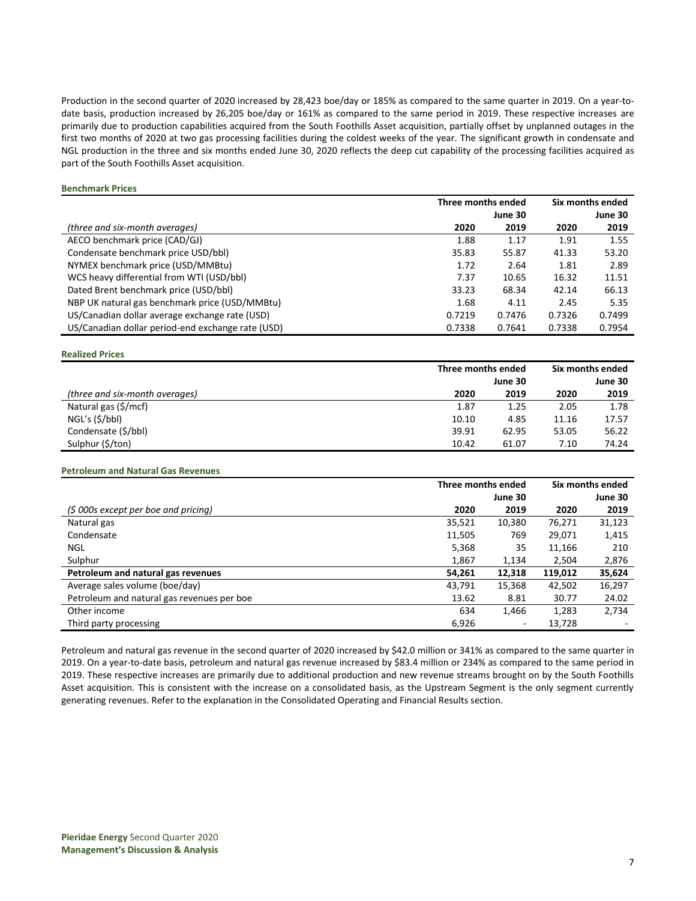Production in the second quarter of 2020 increased by 28,423 boe/day or 185% as compared to the same quarter in 2019. On a year-to-date basis, production increased by 26,205 boe/day or 161% as compared to the same period in 2019. These respective increases are primarily due to production capabilities acquired from the South Foothills Asset acquisition, partially offset by unplanned outages in the first two months of 2020 at two gas processing facilities during the coldest weeks of the year. The significant growth in condensate and NGL production in the three and six months ended June 30, 2020 reflects the deep cut capability of the processing facilities acquired as part of the South Foothills Asset acquisition.

### Benchmark Prices

| | Three months ended | June 30 | Six months ended | June 30 |
|---|---|---|---|---|
| *(three and six-month averages)* | **2020** | **2019** | **2020** | **2019** |
| AECO benchmark price (CAD/GJ) | 1.88 | 1.17 | 1.91 | 1.55 |
| Condensate benchmark price USD/bbl) | 35.83 | 55.87 | 41.33 | 53.20 |
| NYMEX benchmark price (USD/MMBtu) | 1.72 | 2.64 | 1.81 | 2.89 |
| WCS heavy differential from WTI (USD/bbl) | 7.37 | 10.65 | 16.32 | 11.51 |
| Dated Brent benchmark price (USD/bbl) | 33.23 | 68.34 | 42.14 | 66.13 |
| NBP UK natural gas benchmark price (USD/MMBtu) | 1.68 | 4.11 | 2.45 | 5.35 |
| US/Canadian dollar average exchange rate (USD) | 0.7219 | 0.7476 | 0.7326 | 0.7499 |
| US/Canadian dollar period-end exchange rate (USD) | 0.7338 | 0.7641 | 0.7338 | 0.7954 |

### Realized Prices

| | Three months ended | June 30 | Six months ended | June 30 |
|---|---|---|---|---|
| *(three and six-month averages)* | **2020** | **2019** | **2020** | **2019** |
| Natural gas ($/mcf) | 1.87 | 1.25 | 2.05 | 1.78 |
| NGL's ($/bbl) | 10.10 | 4.85 | 11.16 | 17.57 |
| Condensate ($/bbl) | 39.91 | 62.95 | 53.05 | 56.22 |
| Sulphur ($/ton) | 10.42 | 61.07 | 7.10 | 74.24 |

### Petroleum and Natural Gas Revenues

| | Three months ended | June 30 | Six months ended | June 30 |
|---|---|---|---|---|
| *($ 000s except per boe and pricing)* | **2020** | **2019** | **2020** | **2019** |
| Natural gas | 35,521 | 10,380 | 76,271 | 31,123 |
| Condensate | 11,505 | 769 | 29,071 | 1,415 |
| NGL | 5,368 | 35 | 11,166 | 210 |
| Sulphur | 1,867 | 1,134 | 2,504 | 2,876 |
| **Petroleum and natural gas revenues** | **54,261** | **12,318** | **119,012** | **35,624** |
| Average sales volume (boe/day) | 43,791 | 15,368 | 42,502 | 16,297 |
| Petroleum and natural gas revenues per boe | 13.62 | 8.81 | 30.77 | 24.02 |
| Other income | 634 | 1,466 | 1,283 | 2,734 |
| Third party processing | 6,926 | - | 13,728 | - |

Petroleum and natural gas revenue in the second quarter of 2020 increased by $42.0 million or 341% as compared to the same quarter in 2019. On a year-to-date basis, petroleum and natural gas revenue increased by $83.4 million or 234% as compared to the same period in 2019. These respective increases are primarily due to additional production and new revenue streams brought on by the South Foothills Asset acquisition. This is consistent with the increase on a consolidated basis, as the Upstream Segment is the only segment currently generating revenues. Refer to the explanation in the Consolidated Operating and Financial Results section.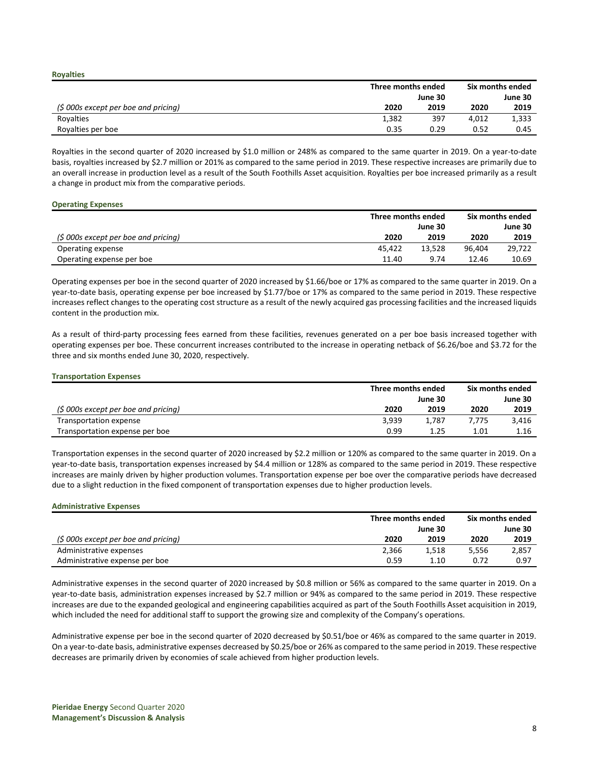### Royalties

| | Three months ended | | Six months ended | |
|---|---|---|---|---|
| | | June 30 | | June 30 |
| *($ 000s except per boe and pricing)* | 2020 | 2019 | 2020 | 2019 |
| Royalties | 1,382 | 397 | 4,012 | 1,333 |
| Royalties per boe | 0.35 | 0.29 | 0.52 | 0.45 |

Royalties in the second quarter of 2020 increased by $1.0 million or 248% as compared to the same quarter in 2019. On a year-to-date basis, royalties increased by $2.7 million or 201% as compared to the same period in 2019. These respective increases are primarily due to an overall increase in production level as a result of the South Foothills Asset acquisition. Royalties per boe increased primarily as a result a change in product mix from the comparative periods.

### Operating Expenses

| | Three months ended | | Six months ended | |
|---|---|---|---|---|
| | | June 30 | | June 30 |
| *($ 000s except per boe and pricing)* | 2020 | 2019 | 2020 | 2019 |
| Operating expense | 45,422 | 13,528 | 96,404 | 29,722 |
| Operating expense per boe | 11.40 | 9.74 | 12.46 | 10.69 |

Operating expenses per boe in the second quarter of 2020 increased by $1.66/boe or 17% as compared to the same quarter in 2019. On a year-to-date basis, operating expense per boe increased by $1.77/boe or 17% as compared to the same period in 2019. These respective increases reflect changes to the operating cost structure as a result of the newly acquired gas processing facilities and the increased liquids content in the production mix.

As a result of third-party processing fees earned from these facilities, revenues generated on a per boe basis increased together with operating expenses per boe. These concurrent increases contributed to the increase in operating netback of $6.26/boe and $3.72 for the three and six months ended June 30, 2020, respectively.

### Transportation Expenses

| | Three months ended | | Six months ended | |
|---|---|---|---|---|
| | | June 30 | | June 30 |
| *($ 000s except per boe and pricing)* | 2020 | 2019 | 2020 | 2019 |
| Transportation expense | 3,939 | 1,787 | 7,775 | 3,416 |
| Transportation expense per boe | 0.99 | 1.25 | 1.01 | 1.16 |

Transportation expenses in the second quarter of 2020 increased by $2.2 million or 120% as compared to the same quarter in 2019. On a year-to-date basis, transportation expenses increased by $4.4 million or 128% as compared to the same period in 2019. These respective increases are mainly driven by higher production volumes. Transportation expense per boe over the comparative periods have decreased due to a slight reduction in the fixed component of transportation expenses due to higher production levels.

### Administrative Expenses

| | Three months ended | | Six months ended | |
|---|---|---|---|---|
| | | June 30 | | June 30 |
| *($ 000s except per boe and pricing)* | 2020 | 2019 | 2020 | 2019 |
| Administrative expenses | 2,366 | 1,518 | 5,556 | 2,857 |
| Administrative expense per boe | 0.59 | 1.10 | 0.72 | 0.97 |

Administrative expenses in the second quarter of 2020 increased by $0.8 million or 56% as compared to the same quarter in 2019. On a year-to-date basis, administration expenses increased by $2.7 million or 94% as compared to the same period in 2019. These respective increases are due to the expanded geological and engineering capabilities acquired as part of the South Foothills Asset acquisition in 2019, which included the need for additional staff to support the growing size and complexity of the Company's operations.

Administrative expense per boe in the second quarter of 2020 decreased by $0.51/boe or 46% as compared to the same quarter in 2019. On a year-to-date basis, administrative expenses decreased by $0.25/boe or 26% as compared to the same period in 2019. These respective decreases are primarily driven by economies of scale achieved from higher production levels.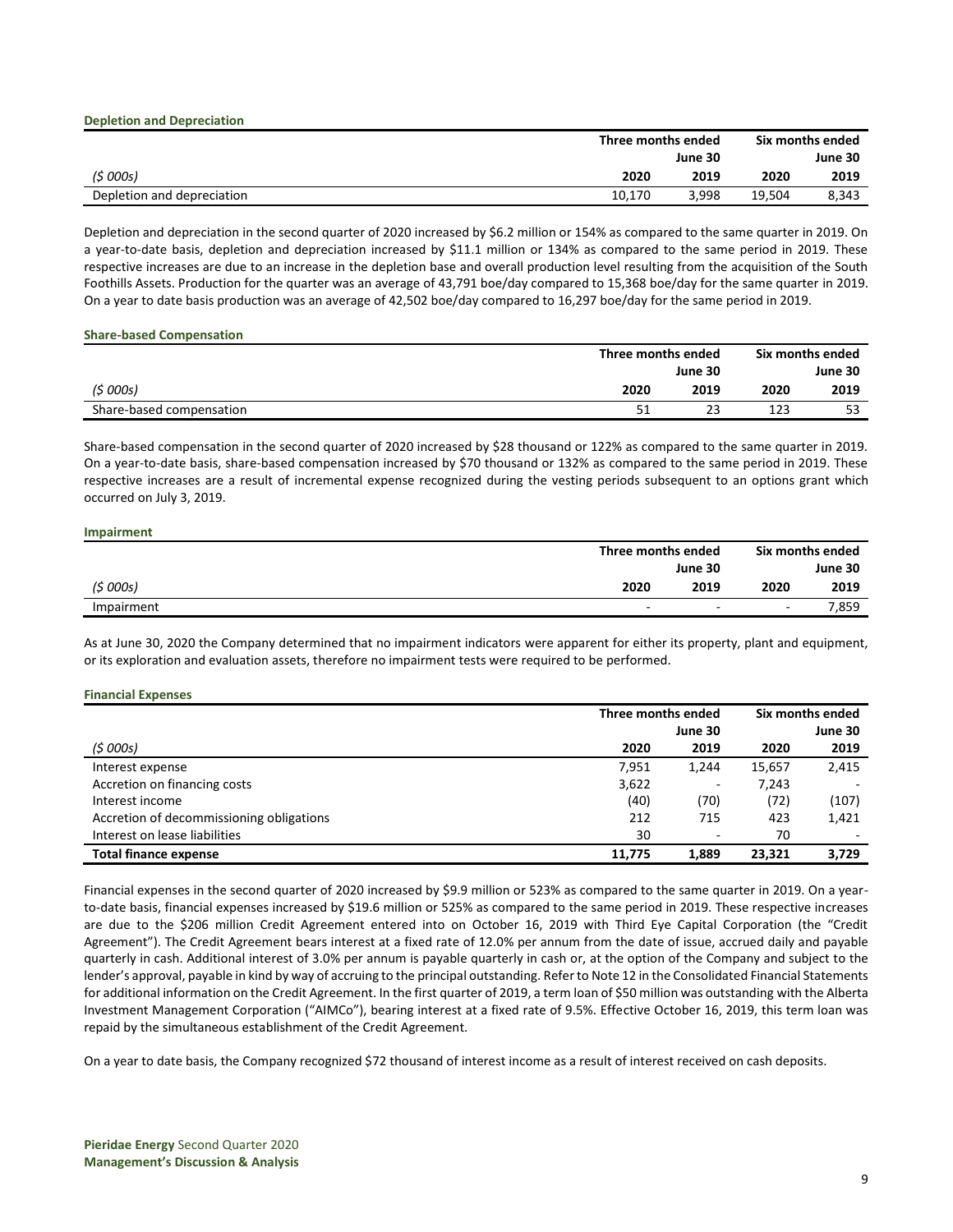### Depletion and Depreciation

| | Three months ended | | Six months ended | |
|---|---|---|---|---|
| | | June 30 | | June 30 |
| *($ 000s)* | 2020 | 2019 | 2020 | 2019 |
| Depletion and depreciation | 10,170 | 3,998 | 19,504 | 8,343 |

Depletion and depreciation in the second quarter of 2020 increased by $6.2 million or 154% as compared to the same quarter in 2019. On a year-to-date basis, depletion and depreciation increased by $11.1 million or 134% as compared to the same period in 2019. These respective increases are due to an increase in the depletion base and overall production level resulting from the acquisition of the South Foothills Assets. Production for the quarter was an average of 43,791 boe/day compared to 15,368 boe/day for the same quarter in 2019. On a year to date basis production was an average of 42,502 boe/day compared to 16,297 boe/day for the same period in 2019.

### Share-based Compensation

| | Three months ended | | Six months ended | |
|---|---|---|---|---|
| | | June 30 | | June 30 |
| *($ 000s)* | 2020 | 2019 | 2020 | 2019 |
| Share-based compensation | 51 | 23 | 123 | 53 |

Share-based compensation in the second quarter of 2020 increased by $28 thousand or 122% as compared to the same quarter in 2019. On a year-to-date basis, share-based compensation increased by $70 thousand or 132% as compared to the same period in 2019. These respective increases are a result of incremental expense recognized during the vesting periods subsequent to an options grant which occurred on July 3, 2019.

### Impairment

| | Three months ended | | Six months ended | |
|---|---|---|---|---|
| | | June 30 | | June 30 |
| *($ 000s)* | 2020 | 2019 | 2020 | 2019 |
| Impairment | - | - | - | 7,859 |

As at June 30, 2020 the Company determined that no impairment indicators were apparent for either its property, plant and equipment, or its exploration and evaluation assets, therefore no impairment tests were required to be performed.

### Financial Expenses

| | Three months ended | | Six months ended | |
|---|---|---|---|---|
| | | June 30 | | June 30 |
| *($ 000s)* | 2020 | 2019 | 2020 | 2019 |
| Interest expense | 7,951 | 1,244 | 15,657 | 2,415 |
| Accretion on financing costs | 3,622 | - | 7,243 | - |
| Interest income | (40) | (70) | (72) | (107) |
| Accretion of decommissioning obligations | 212 | 715 | 423 | 1,421 |
| Interest on lease liabilities | 30 | - | 70 | - |
| **Total finance expense** | **11,775** | **1,889** | **23,321** | **3,729** |

Financial expenses in the second quarter of 2020 increased by $9.9 million or 523% as compared to the same quarter in 2019. On a year-to-date basis, financial expenses increased by $19.6 million or 525% as compared to the same period in 2019. These respective increases are due to the $206 million Credit Agreement entered into on October 16, 2019 with Third Eye Capital Corporation (the "Credit Agreement"). The Credit Agreement bears interest at a fixed rate of 12.0% per annum from the date of issue, accrued daily and payable quarterly in cash. Additional interest of 3.0% per annum is payable quarterly in cash or, at the option of the Company and subject to the lender's approval, payable in kind by way of accruing to the principal outstanding. Refer to Note 12 in the Consolidated Financial Statements for additional information on the Credit Agreement. In the first quarter of 2019, a term loan of $50 million was outstanding with the Alberta Investment Management Corporation ("AIMCo"), bearing interest at a fixed rate of 9.5%. Effective October 16, 2019, this term loan was repaid by the simultaneous establishment of the Credit Agreement.

On a year to date basis, the Company recognized $72 thousand of interest income as a result of interest received on cash deposits.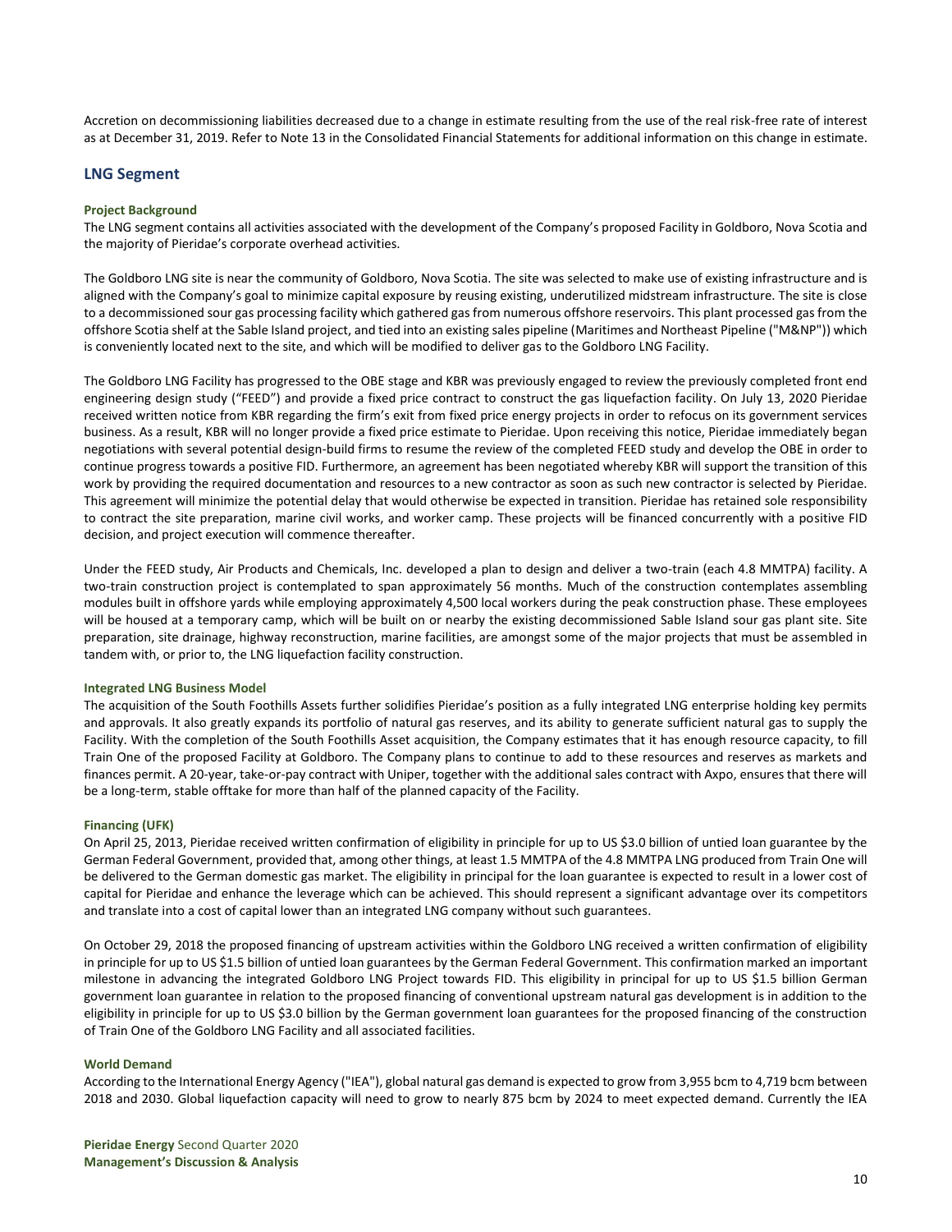Accretion on decommissioning liabilities decreased due to a change in estimate resulting from the use of the real risk-free rate of interest as at December 31, 2019. Refer to Note 13 in the Consolidated Financial Statements for additional information on this change in estimate.

## LNG Segment

### Project Background

The LNG segment contains all activities associated with the development of the Company's proposed Facility in Goldboro, Nova Scotia and the majority of Pieridae's corporate overhead activities.

The Goldboro LNG site is near the community of Goldboro, Nova Scotia. The site was selected to make use of existing infrastructure and is aligned with the Company's goal to minimize capital exposure by reusing existing, underutilized midstream infrastructure. The site is close to a decommissioned sour gas processing facility which gathered gas from numerous offshore reservoirs. This plant processed gas from the offshore Scotia shelf at the Sable Island project, and tied into an existing sales pipeline (Maritimes and Northeast Pipeline ("M&NP")) which is conveniently located next to the site, and which will be modified to deliver gas to the Goldboro LNG Facility.

The Goldboro LNG Facility has progressed to the OBE stage and KBR was previously engaged to review the previously completed front end engineering design study ("FEED") and provide a fixed price contract to construct the gas liquefaction facility. On July 13, 2020 Pieridae received written notice from KBR regarding the firm's exit from fixed price energy projects in order to refocus on its government services business. As a result, KBR will no longer provide a fixed price estimate to Pieridae. Upon receiving this notice, Pieridae immediately began negotiations with several potential design-build firms to resume the review of the completed FEED study and develop the OBE in order to continue progress towards a positive FID. Furthermore, an agreement has been negotiated whereby KBR will support the transition of this work by providing the required documentation and resources to a new contractor as soon as such new contractor is selected by Pieridae. This agreement will minimize the potential delay that would otherwise be expected in transition. Pieridae has retained sole responsibility to contract the site preparation, marine civil works, and worker camp. These projects will be financed concurrently with a positive FID decision, and project execution will commence thereafter.

Under the FEED study, Air Products and Chemicals, Inc. developed a plan to design and deliver a two-train (each 4.8 MMTPA) facility. A two-train construction project is contemplated to span approximately 56 months. Much of the construction contemplates assembling modules built in offshore yards while employing approximately 4,500 local workers during the peak construction phase. These employees will be housed at a temporary camp, which will be built on or nearby the existing decommissioned Sable Island sour gas plant site. Site preparation, site drainage, highway reconstruction, marine facilities, are amongst some of the major projects that must be assembled in tandem with, or prior to, the LNG liquefaction facility construction.

### Integrated LNG Business Model

The acquisition of the South Foothills Assets further solidifies Pieridae's position as a fully integrated LNG enterprise holding key permits and approvals. It also greatly expands its portfolio of natural gas reserves, and its ability to generate sufficient natural gas to supply the Facility. With the completion of the South Foothills Asset acquisition, the Company estimates that it has enough resource capacity, to fill Train One of the proposed Facility at Goldboro. The Company plans to continue to add to these resources and reserves as markets and finances permit. A 20-year, take-or-pay contract with Uniper, together with the additional sales contract with Axpo, ensures that there will be a long-term, stable offtake for more than half of the planned capacity of the Facility.

### Financing (UFK)

On April 25, 2013, Pieridae received written confirmation of eligibility in principle for up to US $3.0 billion of untied loan guarantee by the German Federal Government, provided that, among other things, at least 1.5 MMTPA of the 4.8 MMTPA LNG produced from Train One will be delivered to the German domestic gas market. The eligibility in principal for the loan guarantee is expected to result in a lower cost of capital for Pieridae and enhance the leverage which can be achieved. This should represent a significant advantage over its competitors and translate into a cost of capital lower than an integrated LNG company without such guarantees.

On October 29, 2018 the proposed financing of upstream activities within the Goldboro LNG received a written confirmation of eligibility in principle for up to US $1.5 billion of untied loan guarantees by the German Federal Government. This confirmation marked an important milestone in advancing the integrated Goldboro LNG Project towards FID. This eligibility in principal for up to US $1.5 billion German government loan guarantee in relation to the proposed financing of conventional upstream natural gas development is in addition to the eligibility in principle for up to US $3.0 billion by the German government loan guarantees for the proposed financing of the construction of Train One of the Goldboro LNG Facility and all associated facilities.

### World Demand

According to the International Energy Agency ("IEA"), global natural gas demand is expected to grow from 3,955 bcm to 4,719 bcm between 2018 and 2030. Global liquefaction capacity will need to grow to nearly 875 bcm by 2024 to meet expected demand. Currently the IEA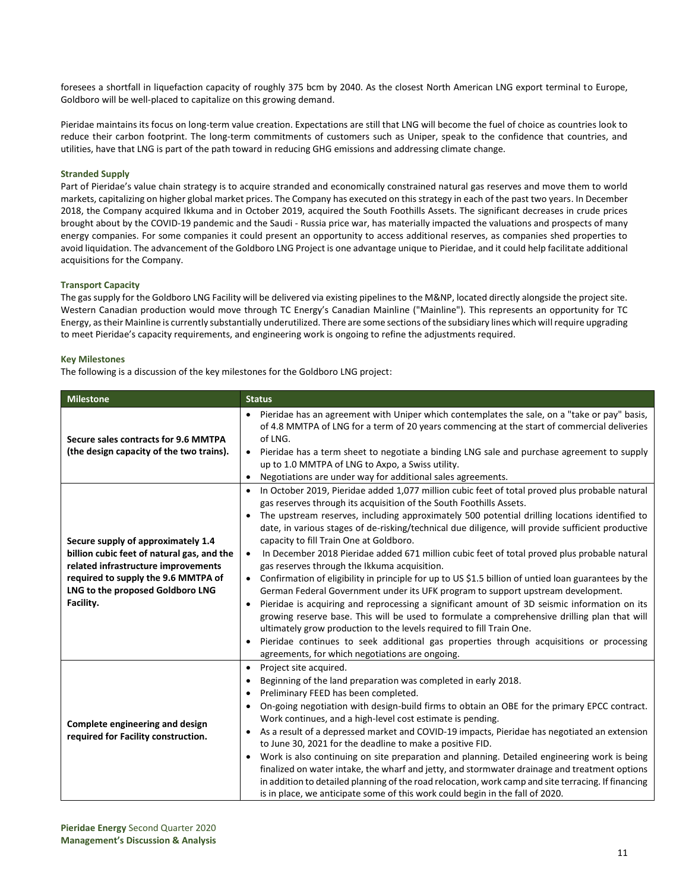foresees a shortfall in liquefaction capacity of roughly 375 bcm by 2040. As the closest North American LNG export terminal to Europe, Goldboro will be well-placed to capitalize on this growing demand.

Pieridae maintains its focus on long-term value creation. Expectations are still that LNG will become the fuel of choice as countries look to reduce their carbon footprint. The long-term commitments of customers such as Uniper, speak to the confidence that countries, and utilities, have that LNG is part of the path toward in reducing GHG emissions and addressing climate change.

### Stranded Supply

Part of Pieridae's value chain strategy is to acquire stranded and economically constrained natural gas reserves and move them to world markets, capitalizing on higher global market prices. The Company has executed on this strategy in each of the past two years. In December 2018, the Company acquired Ikkuma and in October 2019, acquired the South Foothills Assets. The significant decreases in crude prices brought about by the COVID-19 pandemic and the Saudi - Russia price war, has materially impacted the valuations and prospects of many energy companies. For some companies it could present an opportunity to access additional reserves, as companies shed properties to avoid liquidation. The advancement of the Goldboro LNG Project is one advantage unique to Pieridae, and it could help facilitate additional acquisitions for the Company.

### Transport Capacity

The gas supply for the Goldboro LNG Facility will be delivered via existing pipelines to the M&NP, located directly alongside the project site. Western Canadian production would move through TC Energy's Canadian Mainline ("Mainline"). This represents an opportunity for TC Energy, as their Mainline is currently substantially underutilized. There are some sections of the subsidiary lines which will require upgrading to meet Pieridae's capacity requirements, and engineering work is ongoing to refine the adjustments required.

### Key Milestones

The following is a discussion of the key milestones for the Goldboro LNG project:

| Milestone | Status |
|---|---|
| **Secure sales contracts for 9.6 MMTPA (the design capacity of the two trains).** | • Pieridae has an agreement with Uniper which contemplates the sale, on a "take or pay" basis, of 4.8 MMTPA of LNG for a term of 20 years commencing at the start of commercial deliveries of LNG.<br>• Pieridae has a term sheet to negotiate a binding LNG sale and purchase agreement to supply up to 1.0 MMTPA of LNG to Axpo, a Swiss utility.<br>• Negotiations are under way for additional sales agreements. |
| **Secure supply of approximately 1.4 billion cubic feet of natural gas, and the related infrastructure improvements required to supply the 9.6 MMTPA of LNG to the proposed Goldboro LNG Facility.** | • In October 2019, Pieridae added 1,077 million cubic feet of total proved plus probable natural gas reserves through its acquisition of the South Foothills Assets.<br>• The upstream reserves, including approximately 500 potential drilling locations identified to date, in various stages of de-risking/technical due diligence, will provide sufficient productive capacity to fill Train One at Goldboro.<br>• In December 2018 Pieridae added 671 million cubic feet of total proved plus probable natural gas reserves through the Ikkuma acquisition.<br>• Confirmation of eligibility in principle for up to US $1.5 billion of untied loan guarantees by the German Federal Government under its UFK program to support upstream development.<br>• Pieridae is acquiring and reprocessing a significant amount of 3D seismic information on its growing reserve base. This will be used to formulate a comprehensive drilling plan that will ultimately grow production to the levels required to fill Train One.<br>• Pieridae continues to seek additional gas properties through acquisitions or processing agreements, for which negotiations are ongoing. |
| **Complete engineering and design required for Facility construction.** | • Project site acquired.<br>• Beginning of the land preparation was completed in early 2018.<br>• Preliminary FEED has been completed.<br>• On-going negotiation with design-build firms to obtain an OBE for the primary EPCC contract. Work continues, and a high-level cost estimate is pending.<br>• As a result of a depressed market and COVID-19 impacts, Pieridae has negotiated an extension to June 30, 2021 for the deadline to make a positive FID.<br>• Work is also continuing on site preparation and planning. Detailed engineering work is being finalized on water intake, the wharf and jetty, and stormwater drainage and treatment options in addition to detailed planning of the road relocation, work camp and site terracing. If financing is in place, we anticipate some of this work could begin in the fall of 2020. |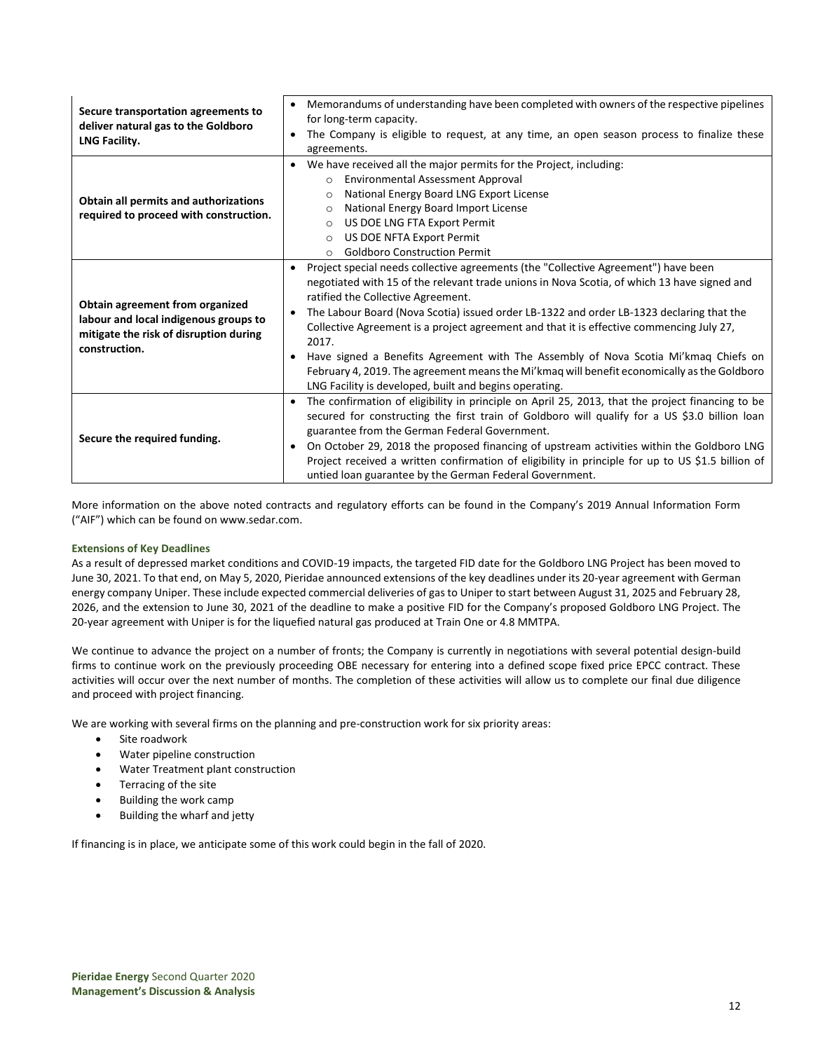| | |
|---|---|
| **Secure transportation agreements to deliver natural gas to the Goldboro LNG Facility.** | • Memorandums of understanding have been completed with owners of the respective pipelines for long-term capacity.<br>• The Company is eligible to request, at any time, an open season process to finalize these agreements. |
| **Obtain all permits and authorizations required to proceed with construction.** | • We have received all the major permits for the Project, including:<br>  ◦ Environmental Assessment Approval<br>  ◦ National Energy Board LNG Export License<br>  ◦ National Energy Board Import License<br>  ◦ US DOE LNG FTA Export Permit<br>  ◦ US DOE NFTA Export Permit<br>  ◦ Goldboro Construction Permit |
| **Obtain agreement from organized labour and local indigenous groups to mitigate the risk of disruption during construction.** | • Project special needs collective agreements (the "Collective Agreement") have been negotiated with 15 of the relevant trade unions in Nova Scotia, of which 13 have signed and ratified the Collective Agreement.<br>• The Labour Board (Nova Scotia) issued order LB-1322 and order LB-1323 declaring that the Collective Agreement is a project agreement and that it is effective commencing July 27, 2017.<br>• Have signed a Benefits Agreement with The Assembly of Nova Scotia Mi'kmaq Chiefs on February 4, 2019. The agreement means the Mi'kmaq will benefit economically as the Goldboro LNG Facility is developed, built and begins operating. |
| **Secure the required funding.** | • The confirmation of eligibility in principle on April 25, 2013, that the project financing to be secured for constructing the first train of Goldboro will qualify for a US $3.0 billion loan guarantee from the German Federal Government.<br>• On October 29, 2018 the proposed financing of upstream activities within the Goldboro LNG Project received a written confirmation of eligibility in principle for up to US $1.5 billion of untied loan guarantee by the German Federal Government. |

More information on the above noted contracts and regulatory efforts can be found in the Company's 2019 Annual Information Form ("AIF") which can be found on www.sedar.com.

### Extensions of Key Deadlines

As a result of depressed market conditions and COVID-19 impacts, the targeted FID date for the Goldboro LNG Project has been moved to June 30, 2021. To that end, on May 5, 2020, Pieridae announced extensions of the key deadlines under its 20-year agreement with German energy company Uniper. These include expected commercial deliveries of gas to Uniper to start between August 31, 2025 and February 28, 2026, and the extension to June 30, 2021 of the deadline to make a positive FID for the Company's proposed Goldboro LNG Project. The 20-year agreement with Uniper is for the liquefied natural gas produced at Train One or 4.8 MMTPA.

We continue to advance the project on a number of fronts; the Company is currently in negotiations with several potential design-build firms to continue work on the previously proceeding OBE necessary for entering into a defined scope fixed price EPCC contract. These activities will occur over the next number of months. The completion of these activities will allow us to complete our final due diligence and proceed with project financing.

We are working with several firms on the planning and pre-construction work for six priority areas:

- Site roadwork
- Water pipeline construction
- Water Treatment plant construction
- Terracing of the site
- Building the work camp
- Building the wharf and jetty

If financing is in place, we anticipate some of this work could begin in the fall of 2020.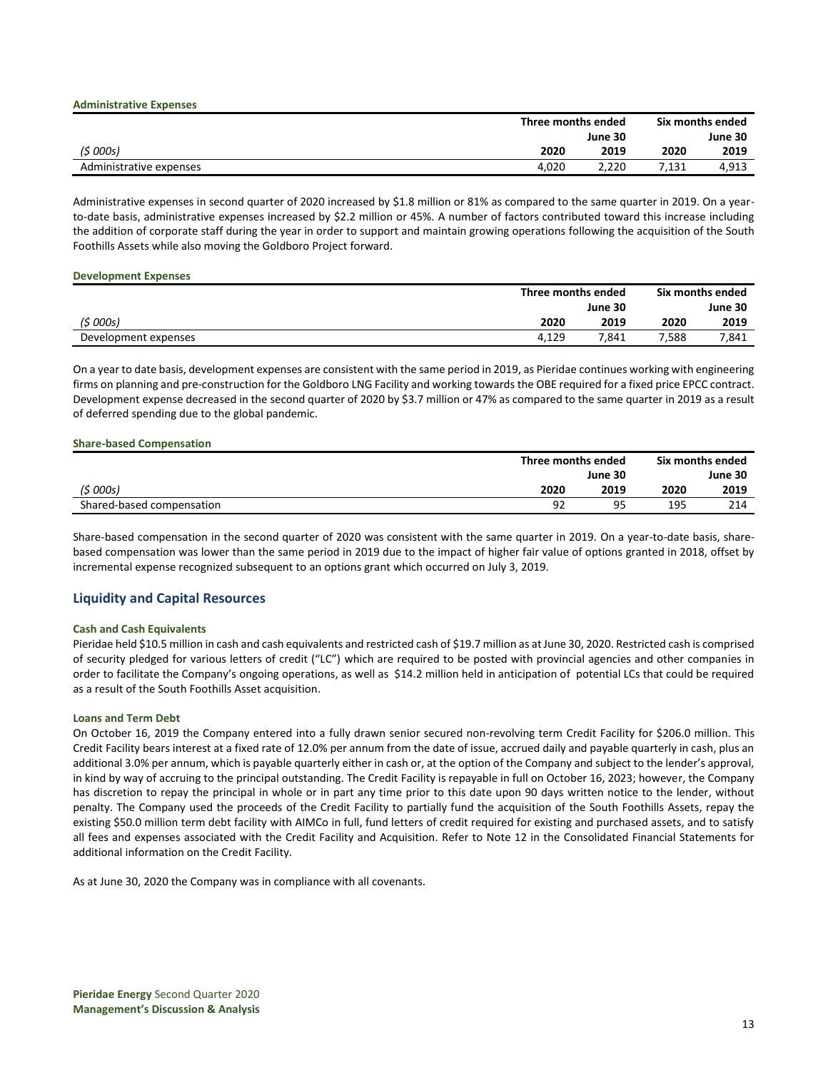### Administrative Expenses

| | Three months ended | June 30 | Six months ended | June 30 |
|---|---|---|---|---|
| *($ 000s)* | 2020 | 2019 | 2020 | 2019 |
| Administrative expenses | 4,020 | 2,220 | 7,131 | 4,913 |

Administrative expenses in second quarter of 2020 increased by $1.8 million or 81% as compared to the same quarter in 2019. On a year-to-date basis, administrative expenses increased by $2.2 million or 45%. A number of factors contributed toward this increase including the addition of corporate staff during the year in order to support and maintain growing operations following the acquisition of the South Foothills Assets while also moving the Goldboro Project forward.

### Development Expenses

| | Three months ended | June 30 | Six months ended | June 30 |
|---|---|---|---|---|
| *($ 000s)* | 2020 | 2019 | 2020 | 2019 |
| Development expenses | 4,129 | 7,841 | 7,588 | 7,841 |

On a year to date basis, development expenses are consistent with the same period in 2019, as Pieridae continues working with engineering firms on planning and pre-construction for the Goldboro LNG Facility and working towards the OBE required for a fixed price EPCC contract. Development expense decreased in the second quarter of 2020 by $3.7 million or 47% as compared to the same quarter in 2019 as a result of deferred spending due to the global pandemic.

### Share-based Compensation

| | Three months ended | June 30 | Six months ended | June 30 |
|---|---|---|---|---|
| *($ 000s)* | 2020 | 2019 | 2020 | 2019 |
| Shared-based compensation | 92 | 95 | 195 | 214 |

Share-based compensation in the second quarter of 2020 was consistent with the same quarter in 2019. On a year-to-date basis, share-based compensation was lower than the same period in 2019 due to the impact of higher fair value of options granted in 2018, offset by incremental expense recognized subsequent to an options grant which occurred on July 3, 2019.

## Liquidity and Capital Resources

### Cash and Cash Equivalents

Pieridae held $10.5 million in cash and cash equivalents and restricted cash of $19.7 million as at June 30, 2020. Restricted cash is comprised of security pledged for various letters of credit ("LC") which are required to be posted with provincial agencies and other companies in order to facilitate the Company's ongoing operations, as well as $14.2 million held in anticipation of potential LCs that could be required as a result of the South Foothills Asset acquisition.

### Loans and Term Debt

On October 16, 2019 the Company entered into a fully drawn senior secured non-revolving term Credit Facility for $206.0 million. This Credit Facility bears interest at a fixed rate of 12.0% per annum from the date of issue, accrued daily and payable quarterly in cash, plus an additional 3.0% per annum, which is payable quarterly either in cash or, at the option of the Company and subject to the lender's approval, in kind by way of accruing to the principal outstanding. The Credit Facility is repayable in full on October 16, 2023; however, the Company has discretion to repay the principal in whole or in part any time prior to this date upon 90 days written notice to the lender, without penalty. The Company used the proceeds of the Credit Facility to partially fund the acquisition of the South Foothills Assets, repay the existing $50.0 million term debt facility with AIMCo in full, fund letters of credit required for existing and purchased assets, and to satisfy all fees and expenses associated with the Credit Facility and Acquisition. Refer to Note 12 in the Consolidated Financial Statements for additional information on the Credit Facility.

As at June 30, 2020 the Company was in compliance with all covenants.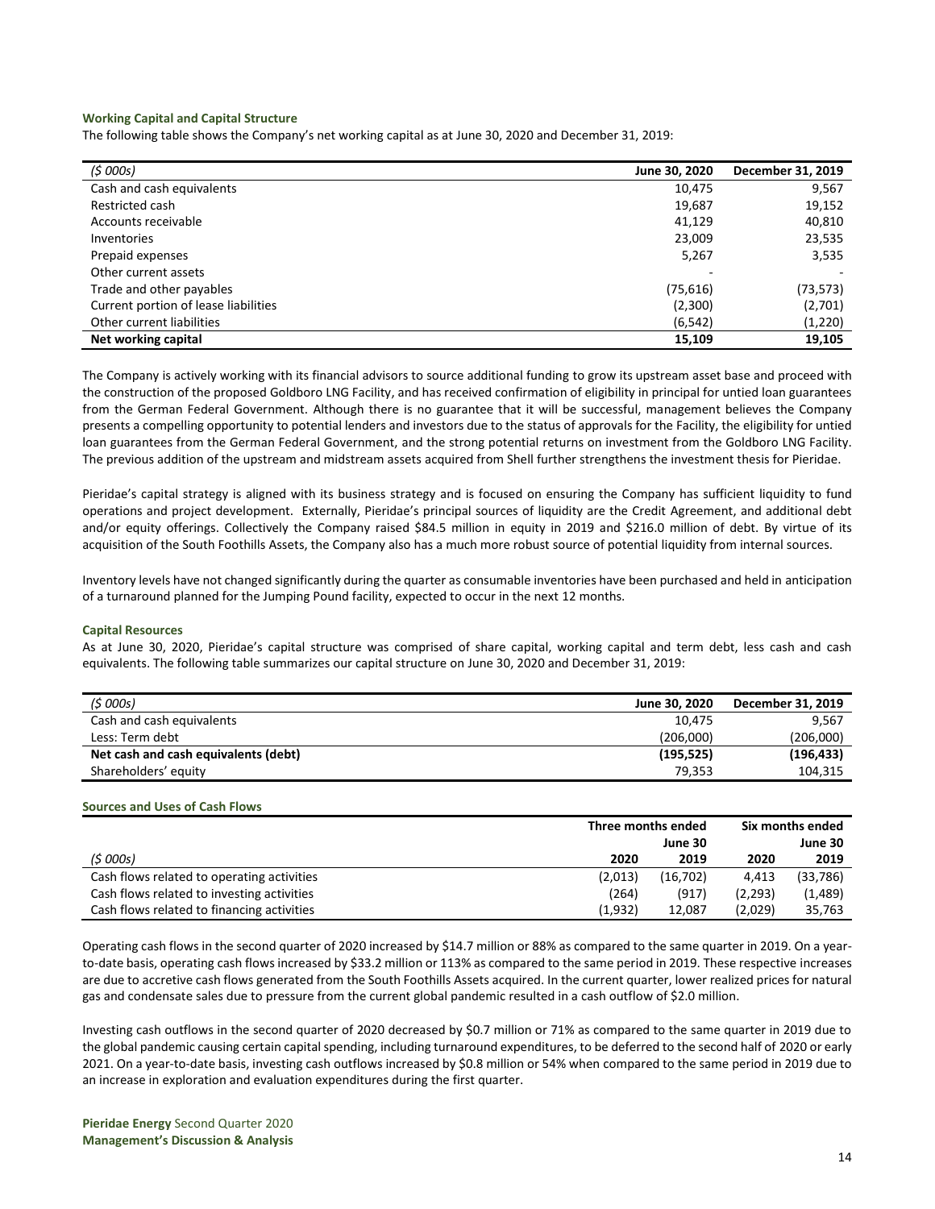### Working Capital and Capital Structure

The following table shows the Company's net working capital as at June 30, 2020 and December 31, 2019:

| ($ 000s) | June 30, 2020 | December 31, 2019 |
|---|---|---|
| Cash and cash equivalents | 10,475 | 9,567 |
| Restricted cash | 19,687 | 19,152 |
| Accounts receivable | 41,129 | 40,810 |
| Inventories | 23,009 | 23,535 |
| Prepaid expenses | 5,267 | 3,535 |
| Other current assets | - | - |
| Trade and other payables | (75,616) | (73,573) |
| Current portion of lease liabilities | (2,300) | (2,701) |
| Other current liabilities | (6,542) | (1,220) |
| **Net working capital** | **15,109** | **19,105** |

The Company is actively working with its financial advisors to source additional funding to grow its upstream asset base and proceed with the construction of the proposed Goldboro LNG Facility, and has received confirmation of eligibility in principal for untied loan guarantees from the German Federal Government. Although there is no guarantee that it will be successful, management believes the Company presents a compelling opportunity to potential lenders and investors due to the status of approvals for the Facility, the eligibility for untied loan guarantees from the German Federal Government, and the strong potential returns on investment from the Goldboro LNG Facility. The previous addition of the upstream and midstream assets acquired from Shell further strengthens the investment thesis for Pieridae.

Pieridae's capital strategy is aligned with its business strategy and is focused on ensuring the Company has sufficient liquidity to fund operations and project development. Externally, Pieridae's principal sources of liquidity are the Credit Agreement, and additional debt and/or equity offerings. Collectively the Company raised $84.5 million in equity in 2019 and $216.0 million of debt. By virtue of its acquisition of the South Foothills Assets, the Company also has a much more robust source of potential liquidity from internal sources.

Inventory levels have not changed significantly during the quarter as consumable inventories have been purchased and held in anticipation of a turnaround planned for the Jumping Pound facility, expected to occur in the next 12 months.

### Capital Resources

As at June 30, 2020, Pieridae's capital structure was comprised of share capital, working capital and term debt, less cash and cash equivalents. The following table summarizes our capital structure on June 30, 2020 and December 31, 2019:

| ($ 000s) | June 30, 2020 | December 31, 2019 |
|---|---|---|
| Cash and cash equivalents | 10,475 | 9,567 |
| Less: Term debt | (206,000) | (206,000) |
| **Net cash and cash equivalents (debt)** | **(195,525)** | **(196,433)** |
| Shareholders' equity | 79,353 | 104,315 |

### Sources and Uses of Cash Flows

| | Three months ended | June 30 | Six months ended | June 30 |
|---|---|---|---|---|
| ($ 000s) | 2020 | 2019 | 2020 | 2019 |
| Cash flows related to operating activities | (2,013) | (16,702) | 4,413 | (33,786) |
| Cash flows related to investing activities | (264) | (917) | (2,293) | (1,489) |
| Cash flows related to financing activities | (1,932) | 12,087 | (2,029) | 35,763 |

Operating cash flows in the second quarter of 2020 increased by $14.7 million or 88% as compared to the same quarter in 2019. On a year-to-date basis, operating cash flows increased by $33.2 million or 113% as compared to the same period in 2019. These respective increases are due to accretive cash flows generated from the South Foothills Assets acquired. In the current quarter, lower realized prices for natural gas and condensate sales due to pressure from the current global pandemic resulted in a cash outflow of $2.0 million.

Investing cash outflows in the second quarter of 2020 decreased by $0.7 million or 71% as compared to the same quarter in 2019 due to the global pandemic causing certain capital spending, including turnaround expenditures, to be deferred to the second half of 2020 or early 2021. On a year-to-date basis, investing cash outflows increased by $0.8 million or 54% when compared to the same period in 2019 due to an increase in exploration and evaluation expenditures during the first quarter.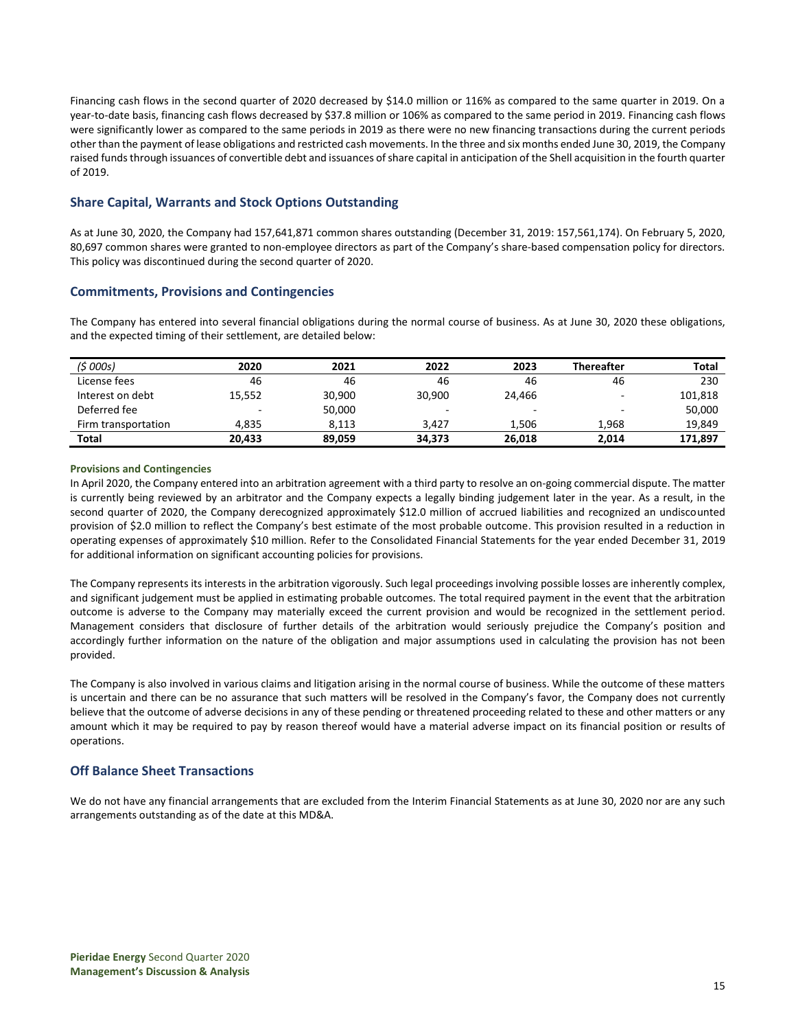Financing cash flows in the second quarter of 2020 decreased by $14.0 million or 116% as compared to the same quarter in 2019. On a year-to-date basis, financing cash flows decreased by $37.8 million or 106% as compared to the same period in 2019. Financing cash flows were significantly lower as compared to the same periods in 2019 as there were no new financing transactions during the current periods other than the payment of lease obligations and restricted cash movements. In the three and six months ended June 30, 2019, the Company raised funds through issuances of convertible debt and issuances of share capital in anticipation of the Shell acquisition in the fourth quarter of 2019.

## Share Capital, Warrants and Stock Options Outstanding

As at June 30, 2020, the Company had 157,641,871 common shares outstanding (December 31, 2019: 157,561,174). On February 5, 2020, 80,697 common shares were granted to non-employee directors as part of the Company's share-based compensation policy for directors. This policy was discontinued during the second quarter of 2020.

## Commitments, Provisions and Contingencies

The Company has entered into several financial obligations during the normal course of business. As at June 30, 2020 these obligations, and the expected timing of their settlement, are detailed below:

| *($ 000s)* | 2020 | 2021 | 2022 | 2023 | Thereafter | Total |
|---|---|---|---|---|---|---|
| License fees | 46 | 46 | 46 | 46 | 46 | 230 |
| Interest on debt | 15,552 | 30,900 | 30,900 | 24,466 | - | 101,818 |
| Deferred fee | - | 50,000 | - | - | - | 50,000 |
| Firm transportation | 4,835 | 8,113 | 3,427 | 1,506 | 1,968 | 19,849 |
| **Total** | **20,433** | **89,059** | **34,373** | **26,018** | **2,014** | **171,897** |

#### Provisions and Contingencies

In April 2020, the Company entered into an arbitration agreement with a third party to resolve an on-going commercial dispute. The matter is currently being reviewed by an arbitrator and the Company expects a legally binding judgement later in the year. As a result, in the second quarter of 2020, the Company derecognized approximately $12.0 million of accrued liabilities and recognized an undiscounted provision of $2.0 million to reflect the Company's best estimate of the most probable outcome. This provision resulted in a reduction in operating expenses of approximately $10 million. Refer to the Consolidated Financial Statements for the year ended December 31, 2019 for additional information on significant accounting policies for provisions.

The Company represents its interests in the arbitration vigorously. Such legal proceedings involving possible losses are inherently complex, and significant judgement must be applied in estimating probable outcomes. The total required payment in the event that the arbitration outcome is adverse to the Company may materially exceed the current provision and would be recognized in the settlement period. Management considers that disclosure of further details of the arbitration would seriously prejudice the Company's position and accordingly further information on the nature of the obligation and major assumptions used in calculating the provision has not been provided.

The Company is also involved in various claims and litigation arising in the normal course of business. While the outcome of these matters is uncertain and there can be no assurance that such matters will be resolved in the Company's favor, the Company does not currently believe that the outcome of adverse decisions in any of these pending or threatened proceeding related to these and other matters or any amount which it may be required to pay by reason thereof would have a material adverse impact on its financial position or results of operations.

## Off Balance Sheet Transactions

We do not have any financial arrangements that are excluded from the Interim Financial Statements as at June 30, 2020 nor are any such arrangements outstanding as of the date at this MD&A.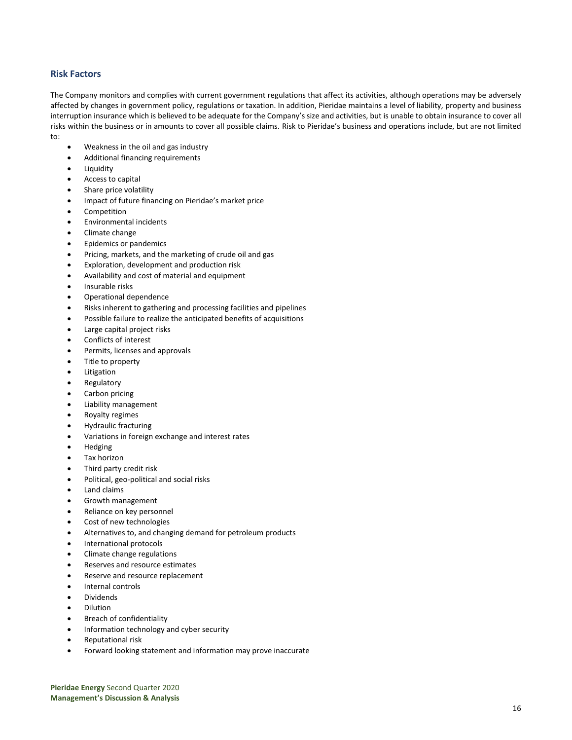## Risk Factors

The Company monitors and complies with current government regulations that affect its activities, although operations may be adversely affected by changes in government policy, regulations or taxation. In addition, Pieridae maintains a level of liability, property and business interruption insurance which is believed to be adequate for the Company's size and activities, but is unable to obtain insurance to cover all risks within the business or in amounts to cover all possible claims. Risk to Pieridae's business and operations include, but are not limited to:

- Weakness in the oil and gas industry
- Additional financing requirements
- Liquidity
- Access to capital
- Share price volatility
- Impact of future financing on Pieridae's market price
- Competition
- Environmental incidents
- Climate change
- Epidemics or pandemics
- Pricing, markets, and the marketing of crude oil and gas
- Exploration, development and production risk
- Availability and cost of material and equipment
- Insurable risks
- Operational dependence
- Risks inherent to gathering and processing facilities and pipelines
- Possible failure to realize the anticipated benefits of acquisitions
- Large capital project risks
- Conflicts of interest
- Permits, licenses and approvals
- Title to property
- Litigation
- Regulatory
- Carbon pricing
- Liability management
- Royalty regimes
- Hydraulic fracturing
- Variations in foreign exchange and interest rates
- Hedging
- Tax horizon
- Third party credit risk
- Political, geo-political and social risks
- Land claims
- Growth management
- Reliance on key personnel
- Cost of new technologies
- Alternatives to, and changing demand for petroleum products
- International protocols
- Climate change regulations
- Reserves and resource estimates
- Reserve and resource replacement
- Internal controls
- Dividends
- Dilution
- Breach of confidentiality
- Information technology and cyber security
- Reputational risk
- Forward looking statement and information may prove inaccurate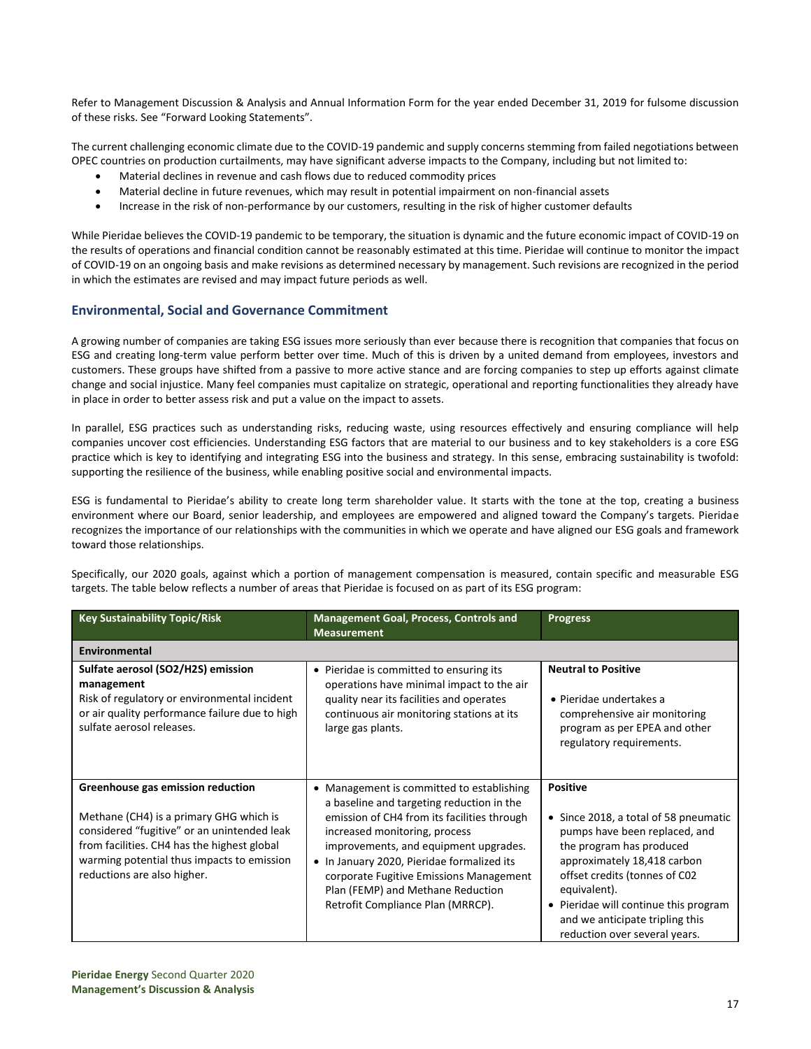Refer to Management Discussion & Analysis and Annual Information Form for the year ended December 31, 2019 for fulsome discussion of these risks. See "Forward Looking Statements".

The current challenging economic climate due to the COVID-19 pandemic and supply concerns stemming from failed negotiations between OPEC countries on production curtailments, may have significant adverse impacts to the Company, including but not limited to:

- Material declines in revenue and cash flows due to reduced commodity prices
- Material decline in future revenues, which may result in potential impairment on non-financial assets
- Increase in the risk of non-performance by our customers, resulting in the risk of higher customer defaults

While Pieridae believes the COVID-19 pandemic to be temporary, the situation is dynamic and the future economic impact of COVID-19 on the results of operations and financial condition cannot be reasonably estimated at this time. Pieridae will continue to monitor the impact of COVID-19 on an ongoing basis and make revisions as determined necessary by management. Such revisions are recognized in the period in which the estimates are revised and may impact future periods as well.

## Environmental, Social and Governance Commitment

A growing number of companies are taking ESG issues more seriously than ever because there is recognition that companies that focus on ESG and creating long-term value perform better over time. Much of this is driven by a united demand from employees, investors and customers. These groups have shifted from a passive to more active stance and are forcing companies to step up efforts against climate change and social injustice. Many feel companies must capitalize on strategic, operational and reporting functionalities they already have in place in order to better assess risk and put a value on the impact to assets.

In parallel, ESG practices such as understanding risks, reducing waste, using resources effectively and ensuring compliance will help companies uncover cost efficiencies. Understanding ESG factors that are material to our business and to key stakeholders is a core ESG practice which is key to identifying and integrating ESG into the business and strategy. In this sense, embracing sustainability is twofold: supporting the resilience of the business, while enabling positive social and environmental impacts.

ESG is fundamental to Pieridae's ability to create long term shareholder value. It starts with the tone at the top, creating a business environment where our Board, senior leadership, and employees are empowered and aligned toward the Company's targets. Pieridae recognizes the importance of our relationships with the communities in which we operate and have aligned our ESG goals and framework toward those relationships.

Specifically, our 2020 goals, against which a portion of management compensation is measured, contain specific and measurable ESG targets. The table below reflects a number of areas that Pieridae is focused on as part of its ESG program:

| Key Sustainability Topic/Risk | Management Goal, Process, Controls and Measurement | Progress |
|---|---|---|
| **Environmental** | | |
| **Sulfate aerosol ($SO_2$/$H_2S$) emission management**<br>Risk of regulatory or environmental incident or air quality performance failure due to high sulfate aerosol releases. | • Pieridae is committed to ensuring its operations have minimal impact to the air quality near its facilities and operates continuous air monitoring stations at its large gas plants. | **Neutral to Positive**<br>• Pieridae undertakes a comprehensive air monitoring program as per EPEA and other regulatory requirements. |
| **Greenhouse gas emission reduction**<br>Methane ($CH_4$) is a primary GHG which is considered "fugitive" or an unintended leak from facilities. $CH_4$ has the highest global warming potential thus impacts to emission reductions are also higher. | • Management is committed to establishing a baseline and targeting reduction in the emission of $CH_4$ from its facilities through increased monitoring, process improvements, and equipment upgrades.<br>• In January 2020, Pieridae formalized its corporate Fugitive Emissions Management Plan (FEMP) and Methane Reduction Retrofit Compliance Plan (MRRCP). | **Positive**<br>• Since 2018, a total of 58 pneumatic pumps have been replaced, and the program has produced approximately 18,418 carbon offset credits (tonnes of C02 equivalent).<br>• Pieridae will continue this program and we anticipate tripling this reduction over several years. |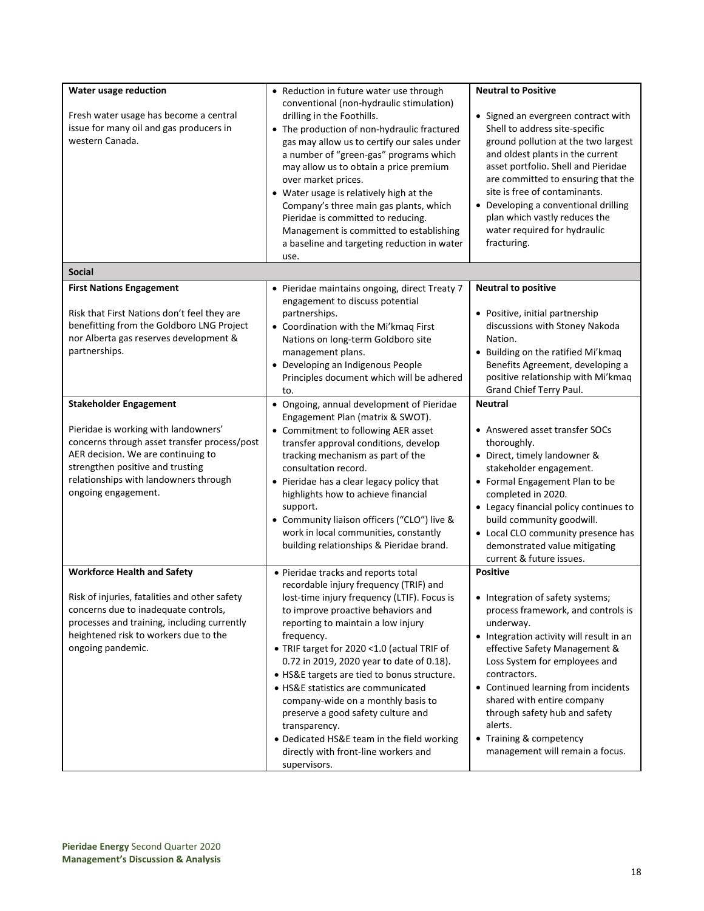| | | |
|---|---|---|
| **Water usage reduction**<br><br>Fresh water usage has become a central issue for many oil and gas producers in western Canada. | • Reduction in future water use through conventional (non-hydraulic stimulation) drilling in the Foothills.<br>• The production of non-hydraulic fractured gas may allow us to certify our sales under a number of "green-gas" programs which may allow us to obtain a price premium over market prices.<br>• Water usage is relatively high at the Company's three main gas plants, which Pieridae is committed to reducing. Management is committed to establishing a baseline and targeting reduction in water use. | **Neutral to Positive**<br><br>• Signed an evergreen contract with Shell to address site-specific ground pollution at the two largest and oldest plants in the current asset portfolio. Shell and Pieridae are committed to ensuring that the site is free of contaminants.<br>• Developing a conventional drilling plan which vastly reduces the water required for hydraulic fracturing. |
| **Social** | | |
| **First Nations Engagement**<br><br>Risk that First Nations don't feel they are benefitting from the Goldboro LNG Project nor Alberta gas reserves development & partnerships. | • Pieridae maintains ongoing, direct Treaty 7 engagement to discuss potential partnerships.<br>• Coordination with the Mi'kmaq First Nations on long-term Goldboro site management plans.<br>• Developing an Indigenous People Principles document which will be adhered to. | **Neutral to positive**<br><br>• Positive, initial partnership discussions with Stoney Nakoda Nation.<br>• Building on the ratified Mi'kmaq Benefits Agreement, developing a positive relationship with Mi'kmaq Grand Chief Terry Paul. |
| **Stakeholder Engagement**<br><br>Pieridae is working with landowners' concerns through asset transfer process/post AER decision. We are continuing to strengthen positive and trusting relationships with landowners through ongoing engagement. | • Ongoing, annual development of Pieridae Engagement Plan (matrix & SWOT).<br>• Commitment to following AER asset transfer approval conditions, develop tracking mechanism as part of the consultation record.<br>• Pieridae has a clear legacy policy that highlights how to achieve financial support.<br>• Community liaison officers ("CLO") live & work in local communities, constantly building relationships & Pieridae brand. | **Neutral**<br><br>• Answered asset transfer SOCs thoroughly.<br>• Direct, timely landowner & stakeholder engagement.<br>• Formal Engagement Plan to be completed in 2020.<br>• Legacy financial policy continues to build community goodwill.<br>• Local CLO community presence has demonstrated value mitigating current & future issues. |
| **Workforce Health and Safety**<br><br>Risk of injuries, fatalities and other safety concerns due to inadequate controls, processes and training, including currently heightened risk to workers due to the ongoing pandemic. | • Pieridae tracks and reports total recordable injury frequency (TRIF) and lost-time injury frequency (LTIF). Focus is to improve proactive behaviors and reporting to maintain a low injury frequency.<br>• TRIF target for 2020 <1.0 (actual TRIF of 0.72 in 2019, 2020 year to date of 0.18).<br>• HS&E targets are tied to bonus structure.<br>• HS&E statistics are communicated company-wide on a monthly basis to preserve a good safety culture and transparency.<br>• Dedicated HS&E team in the field working directly with front-line workers and supervisors. | **Positive**<br><br>• Integration of safety systems; process framework, and controls is underway.<br>• Integration activity will result in an effective Safety Management & Loss System for employees and contractors.<br>• Continued learning from incidents shared with entire company through safety hub and safety alerts.<br>• Training & competency management will remain a focus. |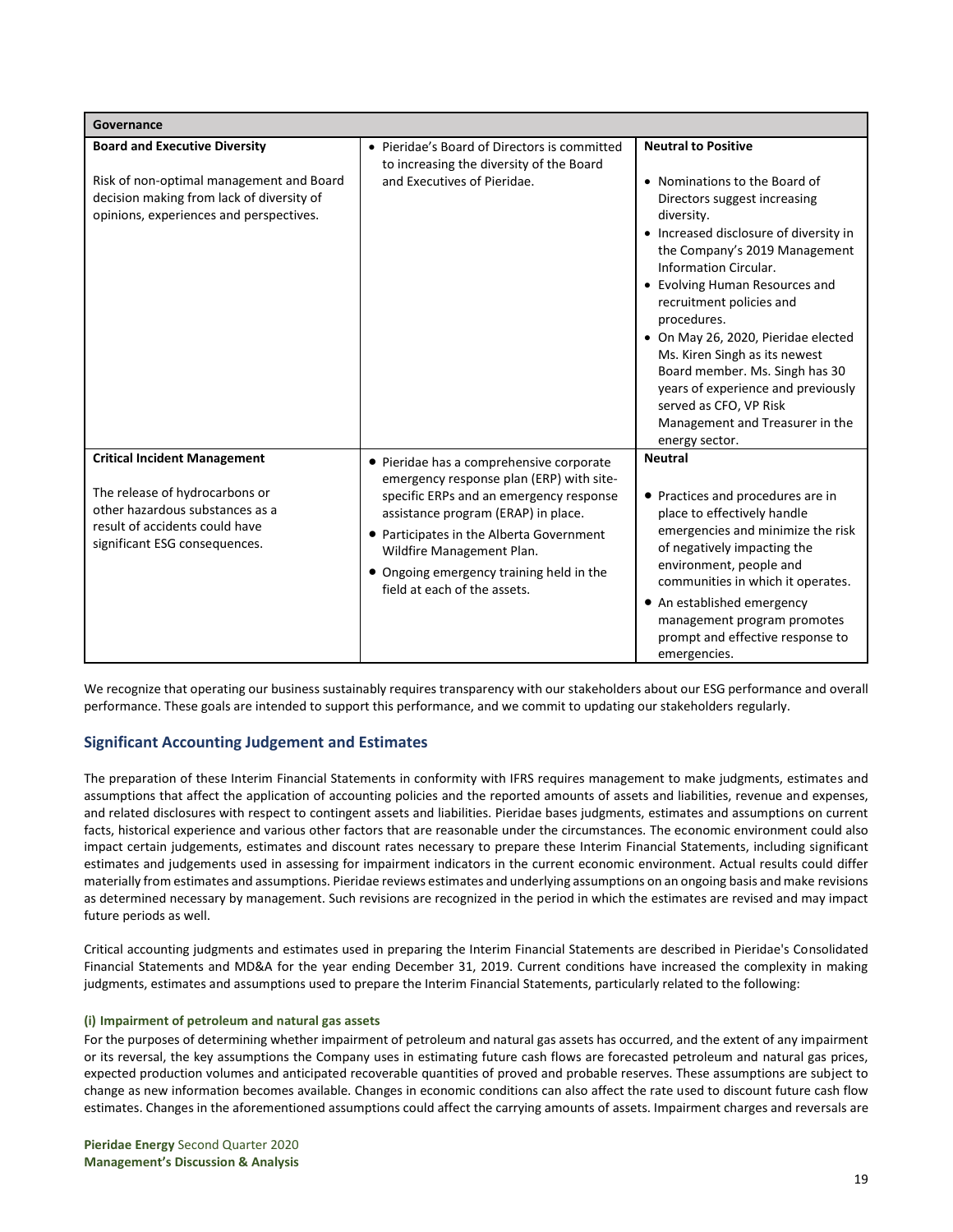| Governance | | |
|---|---|---|
| **Board and Executive Diversity**<br><br>Risk of non-optimal management and Board decision making from lack of diversity of opinions, experiences and perspectives. | • Pieridae's Board of Directors is committed to increasing the diversity of the Board and Executives of Pieridae. | **Neutral to Positive**<br><br>• Nominations to the Board of Directors suggest increasing diversity.<br>• Increased disclosure of diversity in the Company's 2019 Management Information Circular.<br>• Evolving Human Resources and recruitment policies and procedures.<br>• On May 26, 2020, Pieridae elected Ms. Kiren Singh as its newest Board member. Ms. Singh has 30 years of experience and previously served as CFO, VP Risk Management and Treasurer in the energy sector. |
| **Critical Incident Management**<br><br>The release of hydrocarbons or other hazardous substances as a result of accidents could have significant ESG consequences. | • Pieridae has a comprehensive corporate emergency response plan (ERP) with site-specific ERPs and an emergency response assistance program (ERAP) in place.<br>• Participates in the Alberta Government Wildfire Management Plan.<br>• Ongoing emergency training held in the field at each of the assets. | **Neutral**<br><br>• Practices and procedures are in place to effectively handle emergencies and minimize the risk of negatively impacting the environment, people and communities in which it operates.<br>• An established emergency management program promotes prompt and effective response to emergencies. |

We recognize that operating our business sustainably requires transparency with our stakeholders about our ESG performance and overall performance. These goals are intended to support this performance, and we commit to updating our stakeholders regularly.

## Significant Accounting Judgement and Estimates

The preparation of these Interim Financial Statements in conformity with IFRS requires management to make judgments, estimates and assumptions that affect the application of accounting policies and the reported amounts of assets and liabilities, revenue and expenses, and related disclosures with respect to contingent assets and liabilities. Pieridae bases judgments, estimates and assumptions on current facts, historical experience and various other factors that are reasonable under the circumstances. The economic environment could also impact certain judgements, estimates and discount rates necessary to prepare these Interim Financial Statements, including significant estimates and judgements used in assessing for impairment indicators in the current economic environment. Actual results could differ materially from estimates and assumptions. Pieridae reviews estimates and underlying assumptions on an ongoing basis and make revisions as determined necessary by management. Such revisions are recognized in the period in which the estimates are revised and may impact future periods as well.

Critical accounting judgments and estimates used in preparing the Interim Financial Statements are described in Pieridae's Consolidated Financial Statements and MD&A for the year ending December 31, 2019. Current conditions have increased the complexity in making judgments, estimates and assumptions used to prepare the Interim Financial Statements, particularly related to the following:

#### (i) Impairment of petroleum and natural gas assets

For the purposes of determining whether impairment of petroleum and natural gas assets has occurred, and the extent of any impairment or its reversal, the key assumptions the Company uses in estimating future cash flows are forecasted petroleum and natural gas prices, expected production volumes and anticipated recoverable quantities of proved and probable reserves. These assumptions are subject to change as new information becomes available. Changes in economic conditions can also affect the rate used to discount future cash flow estimates. Changes in the aforementioned assumptions could affect the carrying amounts of assets. Impairment charges and reversals are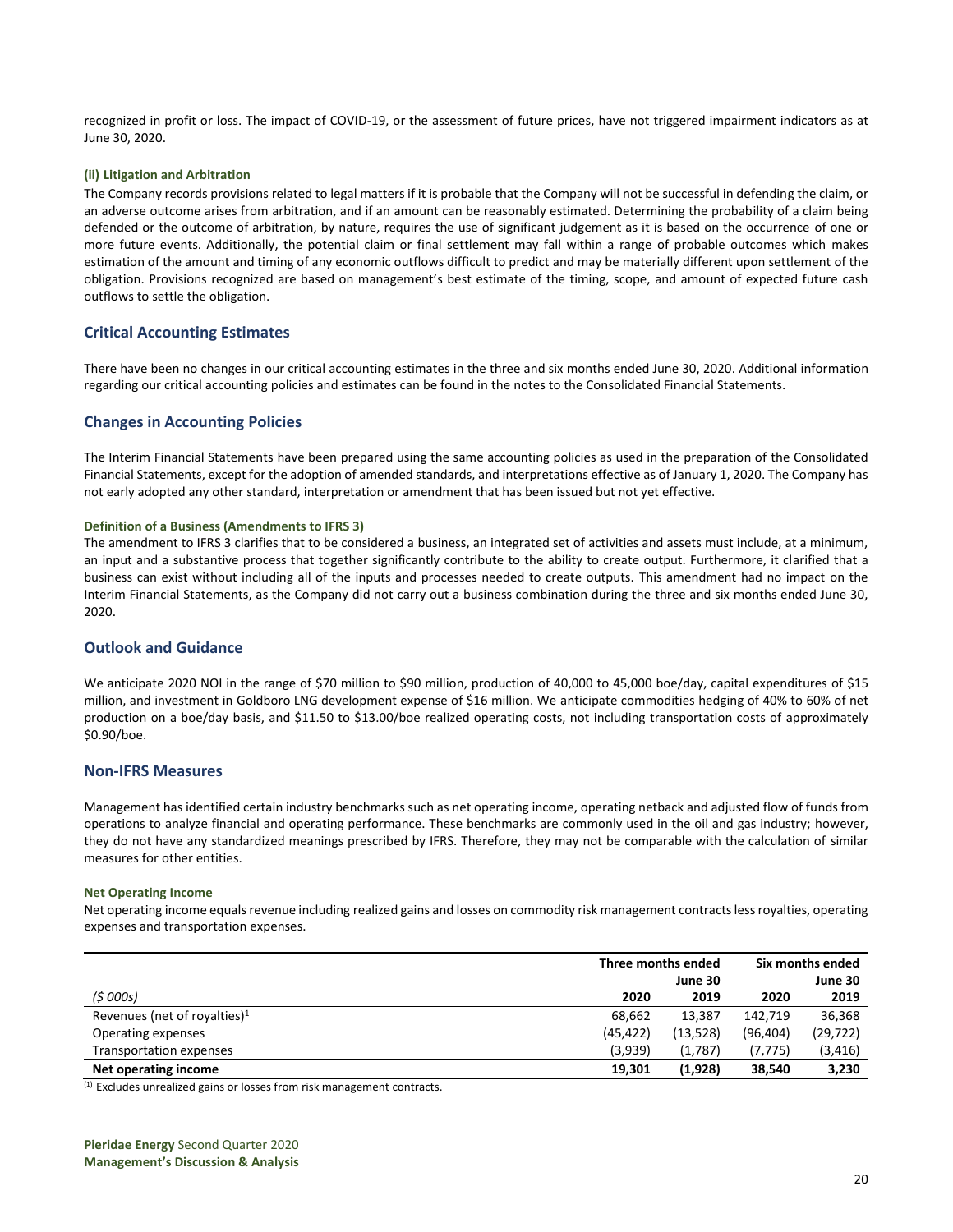recognized in profit or loss. The impact of COVID-19, or the assessment of future prices, have not triggered impairment indicators as at June 30, 2020.

#### (ii) Litigation and Arbitration

The Company records provisions related to legal matters if it is probable that the Company will not be successful in defending the claim, or an adverse outcome arises from arbitration, and if an amount can be reasonably estimated. Determining the probability of a claim being defended or the outcome of arbitration, by nature, requires the use of significant judgement as it is based on the occurrence of one or more future events. Additionally, the potential claim or final settlement may fall within a range of probable outcomes which makes estimation of the amount and timing of any economic outflows difficult to predict and may be materially different upon settlement of the obligation. Provisions recognized are based on management's best estimate of the timing, scope, and amount of expected future cash outflows to settle the obligation.

## Critical Accounting Estimates

There have been no changes in our critical accounting estimates in the three and six months ended June 30, 2020. Additional information regarding our critical accounting policies and estimates can be found in the notes to the Consolidated Financial Statements.

## Changes in Accounting Policies

The Interim Financial Statements have been prepared using the same accounting policies as used in the preparation of the Consolidated Financial Statements, except for the adoption of amended standards, and interpretations effective as of January 1, 2020. The Company has not early adopted any other standard, interpretation or amendment that has been issued but not yet effective.

#### Definition of a Business (Amendments to IFRS 3)

The amendment to IFRS 3 clarifies that to be considered a business, an integrated set of activities and assets must include, at a minimum, an input and a substantive process that together significantly contribute to the ability to create output. Furthermore, it clarified that a business can exist without including all of the inputs and processes needed to create outputs. This amendment had no impact on the Interim Financial Statements, as the Company did not carry out a business combination during the three and six months ended June 30, 2020.

## Outlook and Guidance

We anticipate 2020 NOI in the range of $70 million to $90 million, production of 40,000 to 45,000 boe/day, capital expenditures of $15 million, and investment in Goldboro LNG development expense of $16 million. We anticipate commodities hedging of 40% to 60% of net production on a boe/day basis, and $11.50 to $13.00/boe realized operating costs, not including transportation costs of approximately $0.90/boe.

## Non-IFRS Measures

Management has identified certain industry benchmarks such as net operating income, operating netback and adjusted flow of funds from operations to analyze financial and operating performance. These benchmarks are commonly used in the oil and gas industry; however, they do not have any standardized meanings prescribed by IFRS. Therefore, they may not be comparable with the calculation of similar measures for other entities.

#### Net Operating Income

Net operating income equals revenue including realized gains and losses on commodity risk management contracts less royalties, operating expenses and transportation expenses.

| | Three months ended June 30 | | Six months ended June 30 | |
|---|---|---|---|---|
| *($ 000s)* | **2020** | **2019** | **2020** | **2019** |
| Revenues (net of royalties)[1] | 68,662 | 13,387 | 142,719 | 36,368 |
| Operating expenses | (45,422) | (13,528) | (96,404) | (29,722) |
| Transportation expenses | (3,939) | (1,787) | (7,775) | (3,416) |
| **Net operating income** | **19,301** | **(1,928)** | **38,540** | **3,230** |

(1) Excludes unrealized gains or losses from risk management contracts.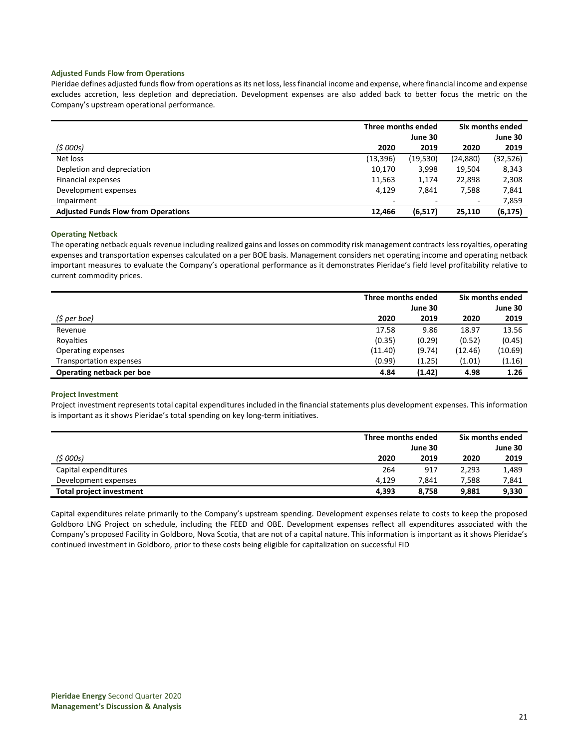### Adjusted Funds Flow from Operations

Pieridae defines adjusted funds flow from operations as its net loss, less financial income and expense, where financial income and expense excludes accretion, less depletion and depreciation. Development expenses are also added back to better focus the metric on the Company's upstream operational performance.

| | Three months ended June 30 | | Six months ended June 30 | |
|---|---|---|---|---|
| *($ 000s)* | **2020** | **2019** | **2020** | **2019** |
| Net loss | (13,396) | (19,530) | (24,880) | (32,526) |
| Depletion and depreciation | 10,170 | 3,998 | 19,504 | 8,343 |
| Financial expenses | 11,563 | 1,174 | 22,898 | 2,308 |
| Development expenses | 4,129 | 7,841 | 7,588 | 7,841 |
| Impairment | - | - | - | 7,859 |
| **Adjusted Funds Flow from Operations** | **12,466** | **(6,517)** | **25,110** | **(6,175)** |

### Operating Netback

The operating netback equals revenue including realized gains and losses on commodity risk management contracts less royalties, operating expenses and transportation expenses calculated on a per BOE basis. Management considers net operating income and operating netback important measures to evaluate the Company's operational performance as it demonstrates Pieridae's field level profitability relative to current commodity prices.

| | Three months ended June 30 | | Six months ended June 30 | |
|---|---|---|---|---|
| *($ per boe)* | **2020** | **2019** | **2020** | **2019** |
| Revenue | 17.58 | 9.86 | 18.97 | 13.56 |
| Royalties | (0.35) | (0.29) | (0.52) | (0.45) |
| Operating expenses | (11.40) | (9.74) | (12.46) | (10.69) |
| Transportation expenses | (0.99) | (1.25) | (1.01) | (1.16) |
| **Operating netback per boe** | **4.84** | **(1.42)** | **4.98** | **1.26** |

### Project Investment

Project investment represents total capital expenditures included in the financial statements plus development expenses. This information is important as it shows Pieridae's total spending on key long-term initiatives.

| | Three months ended June 30 | | Six months ended June 30 | |
|---|---|---|---|---|
| *($ 000s)* | **2020** | **2019** | **2020** | **2019** |
| Capital expenditures | 264 | 917 | 2,293 | 1,489 |
| Development expenses | 4,129 | 7,841 | 7,588 | 7,841 |
| **Total project investment** | **4,393** | **8,758** | **9,881** | **9,330** |

Capital expenditures relate primarily to the Company's upstream spending. Development expenses relate to costs to keep the proposed Goldboro LNG Project on schedule, including the FEED and OBE. Development expenses reflect all expenditures associated with the Company's proposed Facility in Goldboro, Nova Scotia, that are not of a capital nature. This information is important as it shows Pieridae's continued investment in Goldboro, prior to these costs being eligible for capitalization on successful FID